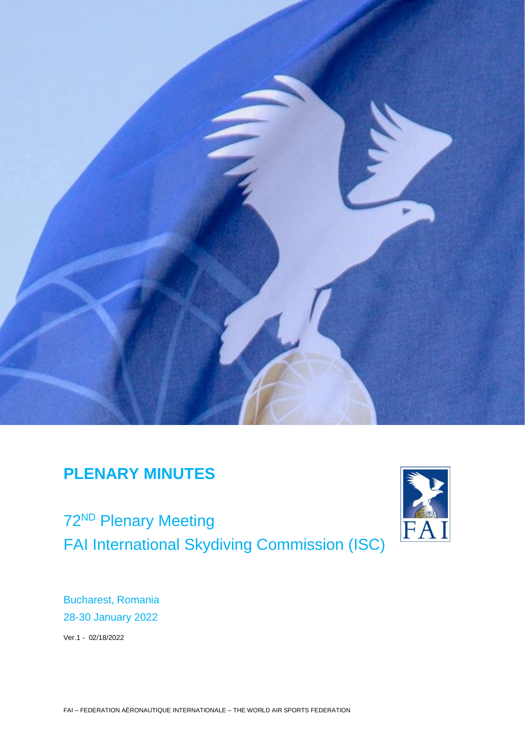# PLENARY MINUTES

## 72ND Plenary Meeting
## FAI International Skydiving Commission (ISC)

Bucharest, Romania
28-30 January 2022

Ver.1 - 02/18/2022

FAI – FEDERATION AÉRONAUTIQUE INTERNATIONALE – THE WORLD AIR SPORTS FEDERATION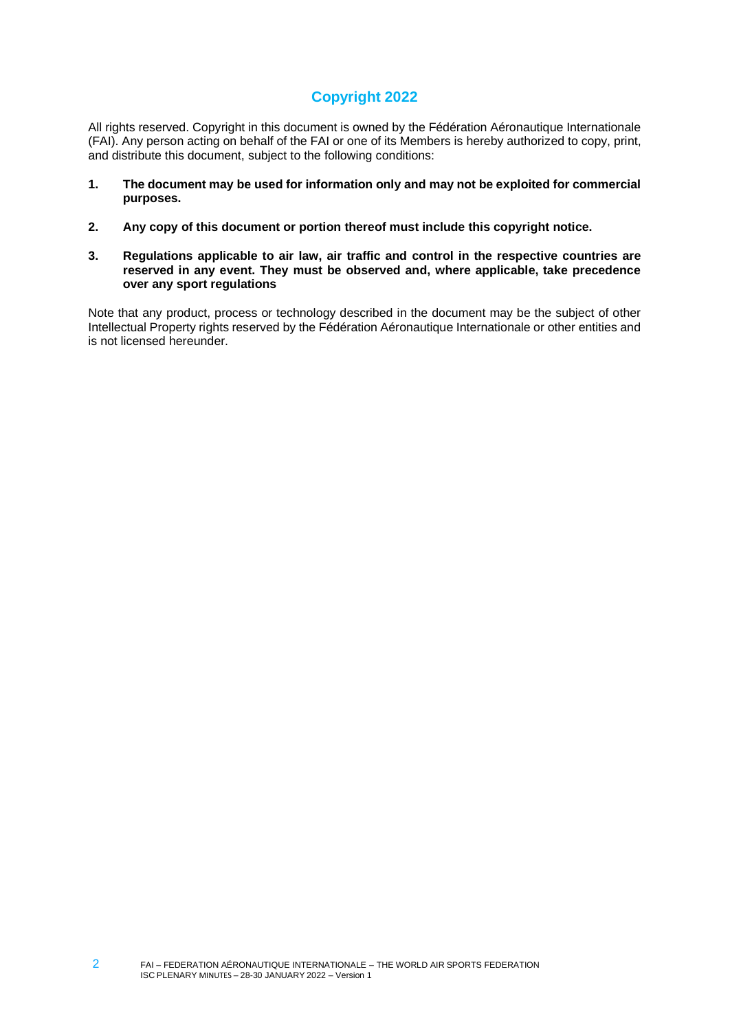## Copyright 2022

All rights reserved. Copyright in this document is owned by the Fédération Aéronautique Internationale (FAI). Any person acting on behalf of the FAI or one of its Members is hereby authorized to copy, print, and distribute this document, subject to the following conditions:

1. **The document may be used for information only and may not be exploited for commercial purposes.**

2. **Any copy of this document or portion thereof must include this copyright notice.**

3. **Regulations applicable to air law, air traffic and control in the respective countries are reserved in any event. They must be observed and, where applicable, take precedence over any sport regulations**

Note that any product, process or technology described in the document may be the subject of other Intellectual Property rights reserved by the Fédération Aéronautique Internationale or other entities and is not licensed hereunder.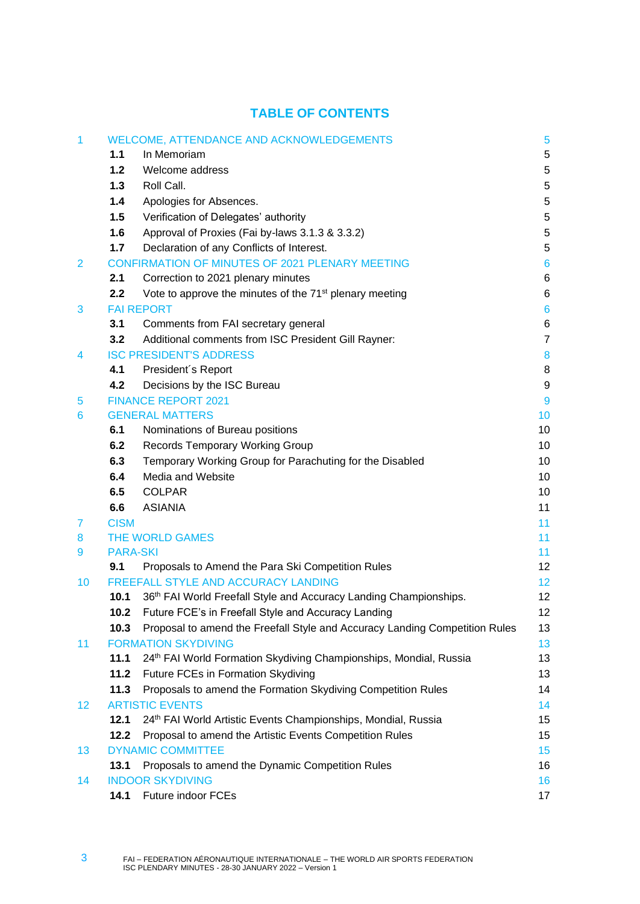## TABLE OF CONTENTS

| | | | |
|---|---|---|---|
| 1 | WELCOME, ATTENDANCE AND ACKNOWLEDGEMENTS | | 5 |
| | **1.1** | In Memoriam | 5 |
| | **1.2** | Welcome address | 5 |
| | **1.3** | Roll Call. | 5 |
| | **1.4** | Apologies for Absences. | 5 |
| | **1.5** | Verification of Delegates' authority | 5 |
| | **1.6** | Approval of Proxies (Fai by-laws 3.1.3 & 3.3.2) | 5 |
| | **1.7** | Declaration of any Conflicts of Interest. | 5 |
| 2 | CONFIRMATION OF MINUTES OF 2021 PLENARY MEETING | | 6 |
| | **2.1** | Correction to 2021 plenary minutes | 6 |
| | **2.2** | Vote to approve the minutes of the 71st plenary meeting | 6 |
| 3 | FAI REPORT | | 6 |
| | **3.1** | Comments from FAI secretary general | 6 |
| | **3.2** | Additional comments from ISC President Gill Rayner: | 7 |
| 4 | ISC PRESIDENT'S ADDRESS | | 8 |
| | **4.1** | President´s Report | 8 |
| | **4.2** | Decisions by the ISC Bureau | 9 |
| 5 | FINANCE REPORT 2021 | | 9 |
| 6 | GENERAL MATTERS | | 10 |
| | **6.1** | Nominations of Bureau positions | 10 |
| | **6.2** | Records Temporary Working Group | 10 |
| | **6.3** | Temporary Working Group for Parachuting for the Disabled | 10 |
| | **6.4** | Media and Website | 10 |
| | **6.5** | COLPAR | 10 |
| | **6.6** | ASIANIA | 11 |
| 7 | CISM | | 11 |
| 8 | THE WORLD GAMES | | 11 |
| 9 | PARA-SKI | | 11 |
| | **9.1** | Proposals to Amend the Para Ski Competition Rules | 12 |
| 10 | FREEFALL STYLE AND ACCURACY LANDING | | 12 |
| | **10.1** | 36th FAI World Freefall Style and Accuracy Landing Championships. | 12 |
| | **10.2** | Future FCE's in Freefall Style and Accuracy Landing | 12 |
| | **10.3** | Proposal to amend the Freefall Style and Accuracy Landing Competition Rules | 13 |
| 11 | FORMATION SKYDIVING | | 13 |
| | **11.1** | 24th FAI World Formation Skydiving Championships, Mondial, Russia | 13 |
| | **11.2** | Future FCEs in Formation Skydiving | 13 |
| | **11.3** | Proposals to amend the Formation Skydiving Competition Rules | 14 |
| 12 | ARTISTIC EVENTS | | 14 |
| | **12.1** | 24th FAI World Artistic Events Championships, Mondial, Russia | 15 |
| | **12.2** | Proposal to amend the Artistic Events Competition Rules | 15 |
| 13 | DYNAMIC COMMITTEE | | 15 |
| | **13.1** | Proposals to amend the Dynamic Competition Rules | 16 |
| 14 | INDOOR SKYDIVING | | 16 |
| | **14.1** | Future indoor FCEs | 17 |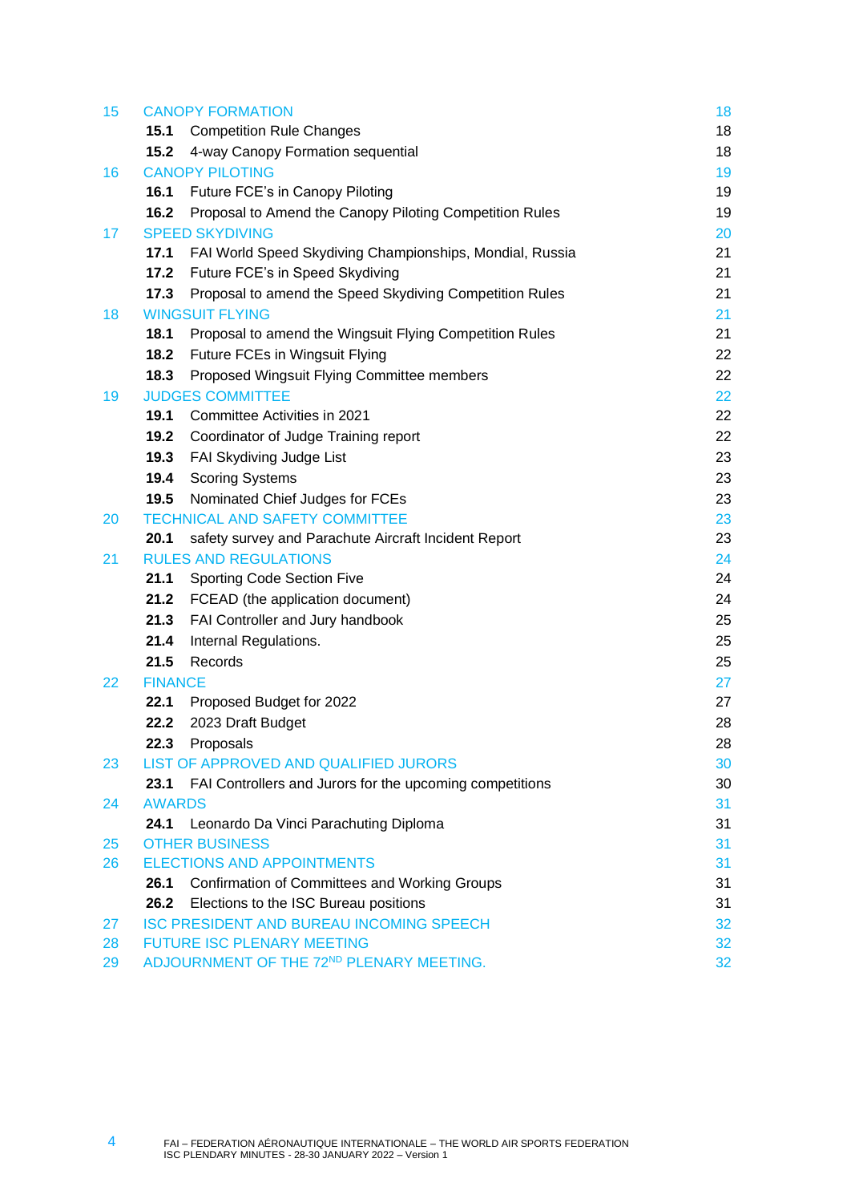| | | |
|---|---|---|
| 15 | CANOPY FORMATION | 18 |
| | **15.1** Competition Rule Changes | 18 |
| | **15.2** 4-way Canopy Formation sequential | 18 |
| 16 | CANOPY PILOTING | 19 |
| | **16.1** Future FCE's in Canopy Piloting | 19 |
| | **16.2** Proposal to Amend the Canopy Piloting Competition Rules | 19 |
| 17 | SPEED SKYDIVING | 20 |
| | **17.1** FAI World Speed Skydiving Championships, Mondial, Russia | 21 |
| | **17.2** Future FCE's in Speed Skydiving | 21 |
| | **17.3** Proposal to amend the Speed Skydiving Competition Rules | 21 |
| 18 | WINGSUIT FLYING | 21 |
| | **18.1** Proposal to amend the Wingsuit Flying Competition Rules | 21 |
| | **18.2** Future FCEs in Wingsuit Flying | 22 |
| | **18.3** Proposed Wingsuit Flying Committee members | 22 |
| 19 | JUDGES COMMITTEE | 22 |
| | **19.1** Committee Activities in 2021 | 22 |
| | **19.2** Coordinator of Judge Training report | 22 |
| | **19.3** FAI Skydiving Judge List | 23 |
| | **19.4** Scoring Systems | 23 |
| | **19.5** Nominated Chief Judges for FCEs | 23 |
| 20 | TECHNICAL AND SAFETY COMMITTEE | 23 |
| | **20.1** safety survey and Parachute Aircraft Incident Report | 23 |
| 21 | RULES AND REGULATIONS | 24 |
| | **21.1** Sporting Code Section Five | 24 |
| | **21.2** FCEAD (the application document) | 24 |
| | **21.3** FAI Controller and Jury handbook | 25 |
| | **21.4** Internal Regulations. | 25 |
| | **21.5** Records | 25 |
| 22 | FINANCE | 27 |
| | **22.1** Proposed Budget for 2022 | 27 |
| | **22.2** 2023 Draft Budget | 28 |
| | **22.3** Proposals | 28 |
| 23 | LIST OF APPROVED AND QUALIFIED JURORS | 30 |
| | **23.1** FAI Controllers and Jurors for the upcoming competitions | 30 |
| 24 | AWARDS | 31 |
| | **24.1** Leonardo Da Vinci Parachuting Diploma | 31 |
| 25 | OTHER BUSINESS | 31 |
| 26 | ELECTIONS AND APPOINTMENTS | 31 |
| | **26.1** Confirmation of Committees and Working Groups | 31 |
| | **26.2** Elections to the ISC Bureau positions | 31 |
| 27 | ISC PRESIDENT AND BUREAU INCOMING SPEECH | 32 |
| 28 | FUTURE ISC PLENARY MEETING | 32 |
| 29 | ADJOURNMENT OF THE 72ND PLENARY MEETING. | 32 |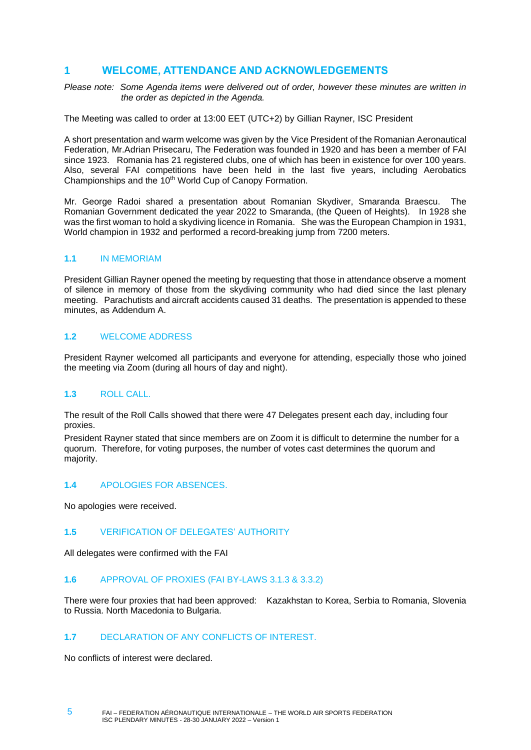# 1 WELCOME, ATTENDANCE AND ACKNOWLEDGEMENTS

*Please note: Some Agenda items were delivered out of order, however these minutes are written in the order as depicted in the Agenda.*

The Meeting was called to order at 13:00 EET (UTC+2) by Gillian Rayner, ISC President

A short presentation and warm welcome was given by the Vice President of the Romanian Aeronautical Federation, Mr.Adrian Prisecaru, The Federation was founded in 1920 and has been a member of FAI since 1923. Romania has 21 registered clubs, one of which has been in existence for over 100 years. Also, several FAI competitions have been held in the last five years, including Aerobatics Championships and the 10th World Cup of Canopy Formation.

Mr. George Radoi shared a presentation about Romanian Skydiver, Smaranda Braescu. The Romanian Government dedicated the year 2022 to Smaranda, (the Queen of Heights). In 1928 she was the first woman to hold a skydiving licence in Romania. She was the European Champion in 1931, World champion in 1932 and performed a record-breaking jump from 7200 meters.

## 1.1 IN MEMORIAM

President Gillian Rayner opened the meeting by requesting that those in attendance observe a moment of silence in memory of those from the skydiving community who had died since the last plenary meeting. Parachutists and aircraft accidents caused 31 deaths. The presentation is appended to these minutes, as Addendum A.

## 1.2 WELCOME ADDRESS

President Rayner welcomed all participants and everyone for attending, especially those who joined the meeting via Zoom (during all hours of day and night).

## 1.3 ROLL CALL.

The result of the Roll Calls showed that there were 47 Delegates present each day, including four proxies.

President Rayner stated that since members are on Zoom it is difficult to determine the number for a quorum. Therefore, for voting purposes, the number of votes cast determines the quorum and majority.

## 1.4 APOLOGIES FOR ABSENCES.

No apologies were received.

## 1.5 VERIFICATION OF DELEGATES' AUTHORITY

All delegates were confirmed with the FAI

## 1.6 APPROVAL OF PROXIES (FAI BY-LAWS 3.1.3 & 3.3.2)

There were four proxies that had been approved: Kazakhstan to Korea, Serbia to Romania, Slovenia to Russia. North Macedonia to Bulgaria.

## 1.7 DECLARATION OF ANY CONFLICTS OF INTEREST.

No conflicts of interest were declared.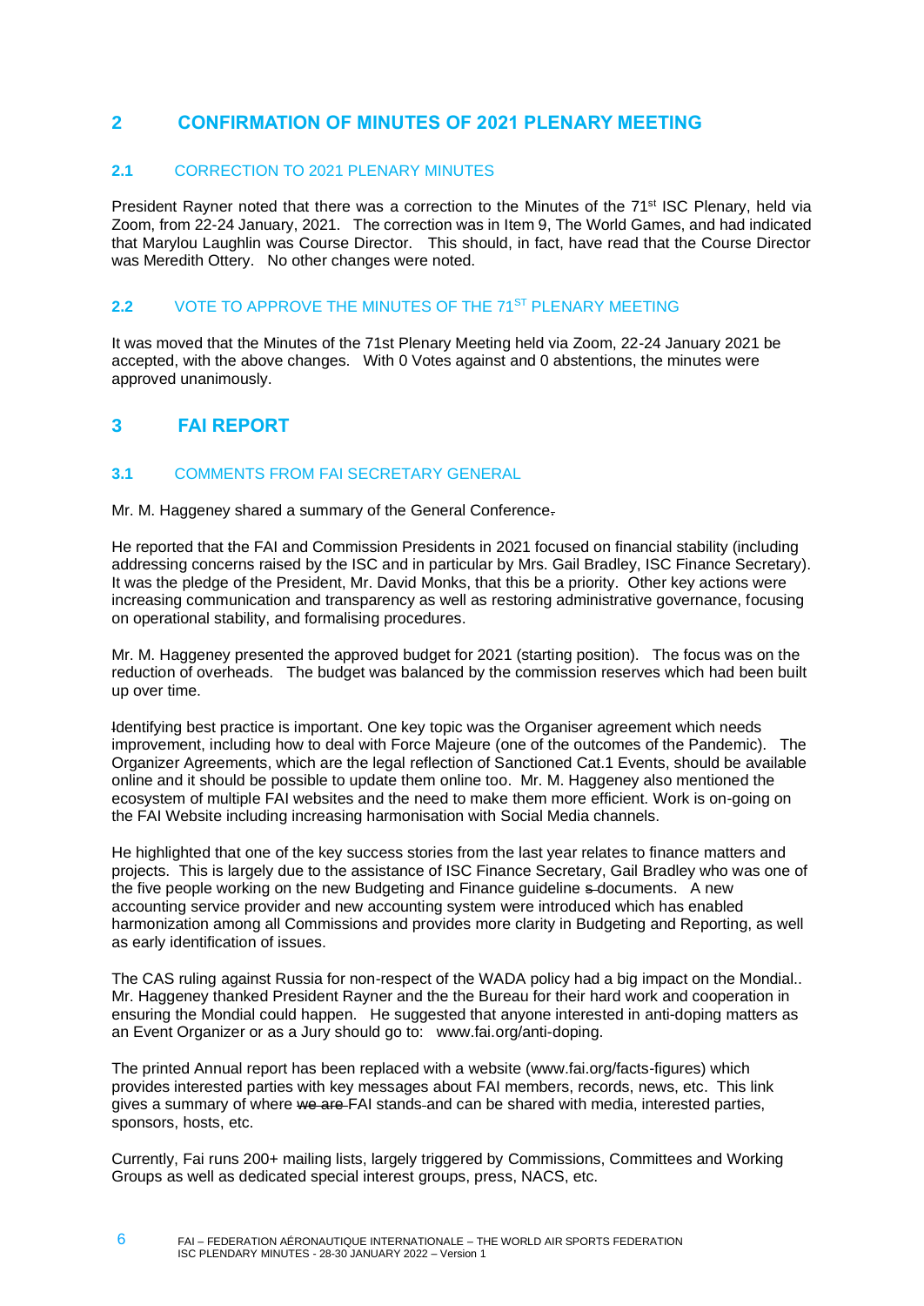## 2 CONFIRMATION OF MINUTES OF 2021 PLENARY MEETING

### 2.1 CORRECTION TO 2021 PLENARY MINUTES

President Rayner noted that there was a correction to the Minutes of the 71st ISC Plenary, held via Zoom, from 22-24 January, 2021. The correction was in Item 9, The World Games, and had indicated that Marylou Laughlin was Course Director. This should, in fact, have read that the Course Director was Meredith Ottery. No other changes were noted.

### 2.2 VOTE TO APPROVE THE MINUTES OF THE 71ST PLENARY MEETING

It was moved that the Minutes of the 71st Plenary Meeting held via Zoom, 22-24 January 2021 be accepted, with the above changes. With 0 Votes against and 0 abstentions, the minutes were approved unanimously.

## 3 FAI REPORT

### 3.1 COMMENTS FROM FAI SECRETARY GENERAL

Mr. M. Haggeney shared a summary of the General Conference.

He reported that the FAI and Commission Presidents in 2021 focused on financial stability (including addressing concerns raised by the ISC and in particular by Mrs. Gail Bradley, ISC Finance Secretary). It was the pledge of the President, Mr. David Monks, that this be a priority. Other key actions were increasing communication and transparency as well as restoring administrative governance, focusing on operational stability, and formalising procedures.

Mr. M. Haggeney presented the approved budget for 2021 (starting position). The focus was on the reduction of overheads. The budget was balanced by the commission reserves which had been built up over time.

Identifying best practice is important. One key topic was the Organiser agreement which needs improvement, including how to deal with Force Majeure (one of the outcomes of the Pandemic). The Organizer Agreements, which are the legal reflection of Sanctioned Cat.1 Events, should be available online and it should be possible to update them online too. Mr. M. Haggeney also mentioned the ecosystem of multiple FAI websites and the need to make them more efficient. Work is on-going on the FAI Website including increasing harmonisation with Social Media channels.

He highlighted that one of the key success stories from the last year relates to finance matters and projects. This is largely due to the assistance of ISC Finance Secretary, Gail Bradley who was one of the five people working on the new Budgeting and Finance guideline documents. A new accounting service provider and new accounting system were introduced which has enabled harmonization among all Commissions and provides more clarity in Budgeting and Reporting, as well as early identification of issues.

The CAS ruling against Russia for non-respect of the WADA policy had a big impact on the Mondial.. Mr. Haggeney thanked President Rayner and the the Bureau for their hard work and cooperation in ensuring the Mondial could happen. He suggested that anyone interested in anti-doping matters as an Event Organizer or as a Jury should go to: www.fai.org/anti-doping.

The printed Annual report has been replaced with a website (www.fai.org/facts-figures) which provides interested parties with key messages about FAI members, records, news, etc. This link gives a summary of where FAI stands and can be shared with media, interested parties, sponsors, hosts, etc.

Currently, Fai runs 200+ mailing lists, largely triggered by Commissions, Committees and Working Groups as well as dedicated special interest groups, press, NACS, etc.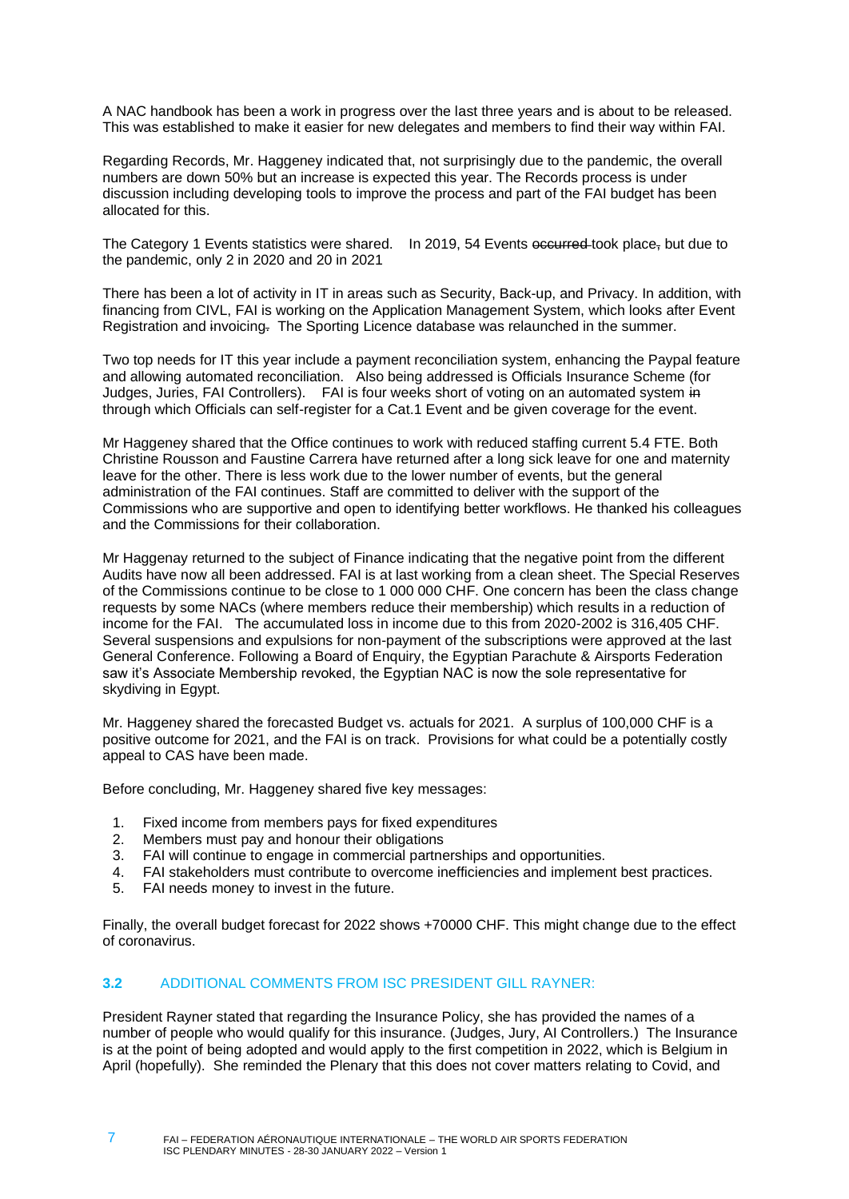A NAC handbook has been a work in progress over the last three years and is about to be released. This was established to make it easier for new delegates and members to find their way within FAI.

Regarding Records, Mr. Haggeney indicated that, not surprisingly due to the pandemic, the overall numbers are down 50% but an increase is expected this year. The Records process is under discussion including developing tools to improve the process and part of the FAI budget has been allocated for this.

The Category 1 Events statistics were shared. In 2019, 54 Events ~~occurred~~ took place~~,~~ but due to the pandemic, only 2 in 2020 and 20 in 2021

There has been a lot of activity in IT in areas such as Security, Back-up, and Privacy. In addition, with financing from CIVL, FAI is working on the Application Management System, which looks after Event Registration and ~~i~~invoicing~~.~~ The Sporting Licence database was relaunched in the summer.

Two top needs for IT this year include a payment reconciliation system, enhancing the Paypal feature and allowing automated reconciliation. Also being addressed is Officials Insurance Scheme (for Judges, Juries, FAI Controllers). FAI is four weeks short of voting on an automated system ~~in~~ through which Officials can self-register for a Cat.1 Event and be given coverage for the event.

Mr Haggeney shared that the Office continues to work with reduced staffing current 5.4 FTE. Both Christine Rousson and Faustine Carrera have returned after a long sick leave for one and maternity leave for the other. There is less work due to the lower number of events, but the general administration of the FAI continues. Staff are committed to deliver with the support of the Commissions who are supportive and open to identifying better workflows. He thanked his colleagues and the Commissions for their collaboration.

Mr Haggenay returned to the subject of Finance indicating that the negative point from the different Audits have now all been addressed. FAI is at last working from a clean sheet. The Special Reserves of the Commissions continue to be close to 1 000 000 CHF. One concern has been the class change requests by some NACs (where members reduce their membership) which results in a reduction of income for the FAI. The accumulated loss in income due to this from 2020-2002 is 316,405 CHF. Several suspensions and expulsions for non-payment of the subscriptions were approved at the last General Conference. Following a Board of Enquiry, the Egyptian Parachute & Airsports Federation saw it's Associate Membership revoked, the Egyptian NAC is now the sole representative for skydiving in Egypt.

Mr. Haggeney shared the forecasted Budget vs. actuals for 2021. A surplus of 100,000 CHF is a positive outcome for 2021, and the FAI is on track. Provisions for what could be a potentially costly appeal to CAS have been made.

Before concluding, Mr. Haggeney shared five key messages:

1. Fixed income from members pays for fixed expenditures
2. Members must pay and honour their obligations
3. FAI will continue to engage in commercial partnerships and opportunities.
4. FAI stakeholders must contribute to overcome inefficiencies and implement best practices.
5. FAI needs money to invest in the future.

Finally, the overall budget forecast for 2022 shows +70000 CHF. This might change due to the effect of coronavirus.

### 3.2 ADDITIONAL COMMENTS FROM ISC PRESIDENT GILL RAYNER:

President Rayner stated that regarding the Insurance Policy, she has provided the names of a number of people who would qualify for this insurance. (Judges, Jury, AI Controllers.) The Insurance is at the point of being adopted and would apply to the first competition in 2022, which is Belgium in April (hopefully). She reminded the Plenary that this does not cover matters relating to Covid, and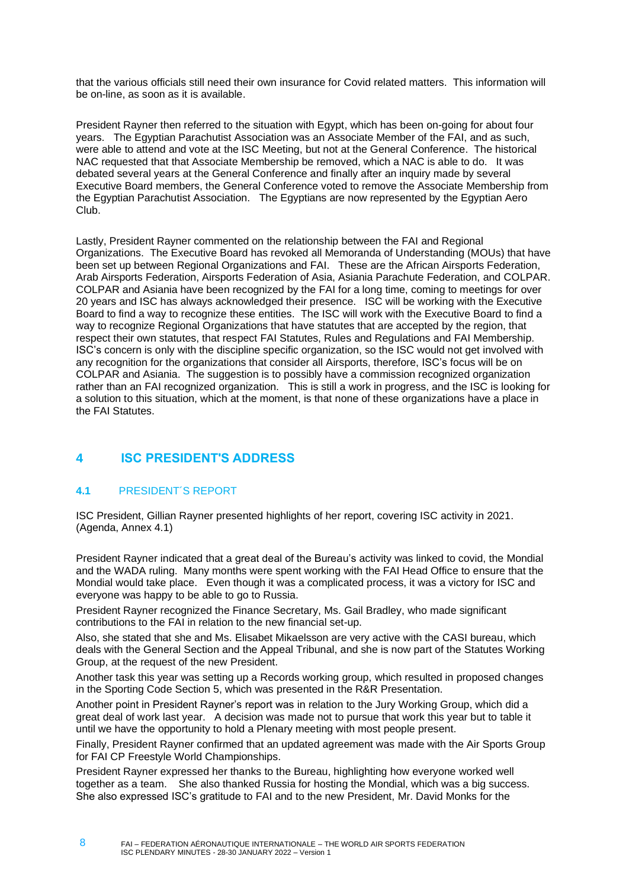that the various officials still need their own insurance for Covid related matters. This information will be on-line, as soon as it is available.

President Rayner then referred to the situation with Egypt, which has been on-going for about four years. The Egyptian Parachutist Association was an Associate Member of the FAI, and as such, were able to attend and vote at the ISC Meeting, but not at the General Conference. The historical NAC requested that that Associate Membership be removed, which a NAC is able to do. It was debated several years at the General Conference and finally after an inquiry made by several Executive Board members, the General Conference voted to remove the Associate Membership from the Egyptian Parachutist Association. The Egyptians are now represented by the Egyptian Aero Club.

Lastly, President Rayner commented on the relationship between the FAI and Regional Organizations. The Executive Board has revoked all Memoranda of Understanding (MOUs) that have been set up between Regional Organizations and FAI. These are the African Airsports Federation, Arab Airsports Federation, Airsports Federation of Asia, Asiania Parachute Federation, and COLPAR. COLPAR and Asiania have been recognized by the FAI for a long time, coming to meetings for over 20 years and ISC has always acknowledged their presence. ISC will be working with the Executive Board to find a way to recognize these entities. The ISC will work with the Executive Board to find a way to recognize Regional Organizations that have statutes that are accepted by the region, that respect their own statutes, that respect FAI Statutes, Rules and Regulations and FAI Membership. ISC's concern is only with the discipline specific organization, so the ISC would not get involved with any recognition for the organizations that consider all Airsports, therefore, ISC's focus will be on COLPAR and Asiania. The suggestion is to possibly have a commission recognized organization rather than an FAI recognized organization. This is still a work in progress, and the ISC is looking for a solution to this situation, which at the moment, is that none of these organizations have a place in the FAI Statutes.

# 4 ISC PRESIDENT'S ADDRESS

## 4.1 PRESIDENT´S REPORT

ISC President, Gillian Rayner presented highlights of her report, covering ISC activity in 2021. (Agenda, Annex 4.1)

President Rayner indicated that a great deal of the Bureau's activity was linked to covid, the Mondial and the WADA ruling. Many months were spent working with the FAI Head Office to ensure that the Mondial would take place. Even though it was a complicated process, it was a victory for ISC and everyone was happy to be able to go to Russia.

President Rayner recognized the Finance Secretary, Ms. Gail Bradley, who made significant contributions to the FAI in relation to the new financial set-up.

Also, she stated that she and Ms. Elisabet Mikaelsson are very active with the CASI bureau, which deals with the General Section and the Appeal Tribunal, and she is now part of the Statutes Working Group, at the request of the new President.

Another task this year was setting up a Records working group, which resulted in proposed changes in the Sporting Code Section 5, which was presented in the R&R Presentation.

Another point in President Rayner's report was in relation to the Jury Working Group, which did a great deal of work last year. A decision was made not to pursue that work this year but to table it until we have the opportunity to hold a Plenary meeting with most people present.

Finally, President Rayner confirmed that an updated agreement was made with the Air Sports Group for FAI CP Freestyle World Championships.

President Rayner expressed her thanks to the Bureau, highlighting how everyone worked well together as a team. She also thanked Russia for hosting the Mondial, which was a big success. She also expressed ISC's gratitude to FAI and to the new President, Mr. David Monks for the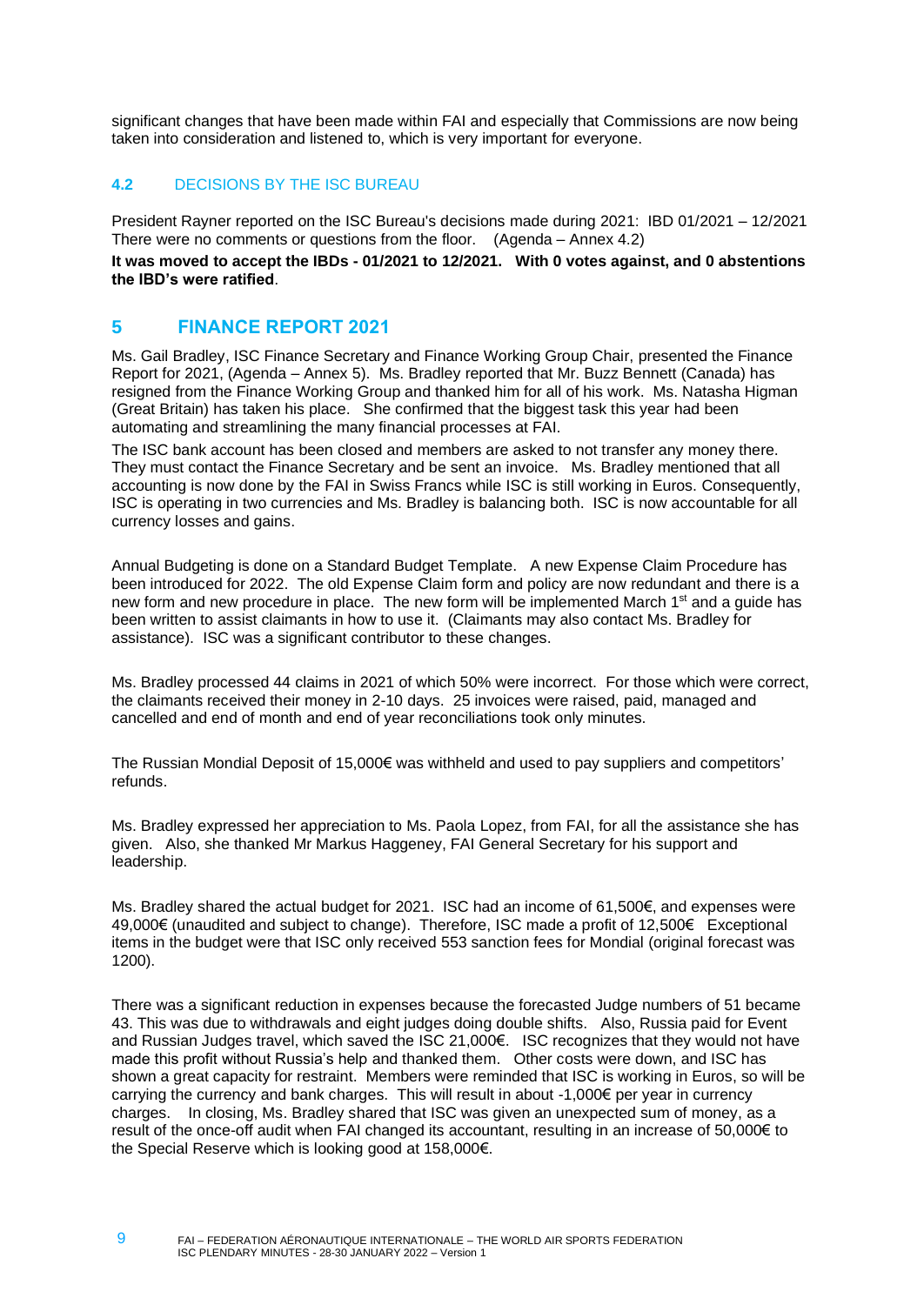significant changes that have been made within FAI and especially that Commissions are now being taken into consideration and listened to, which is very important for everyone.

### 4.2 DECISIONS BY THE ISC BUREAU

President Rayner reported on the ISC Bureau's decisions made during 2021: IBD 01/2021 – 12/2021 There were no comments or questions from the floor. (Agenda – Annex 4.2)

**It was moved to accept the IBDs - 01/2021 to 12/2021. With 0 votes against, and 0 abstentions the IBD's were ratified**.

## 5 FINANCE REPORT 2021

Ms. Gail Bradley, ISC Finance Secretary and Finance Working Group Chair, presented the Finance Report for 2021, (Agenda – Annex 5). Ms. Bradley reported that Mr. Buzz Bennett (Canada) has resigned from the Finance Working Group and thanked him for all of his work. Ms. Natasha Higman (Great Britain) has taken his place. She confirmed that the biggest task this year had been automating and streamlining the many financial processes at FAI.

The ISC bank account has been closed and members are asked to not transfer any money there. They must contact the Finance Secretary and be sent an invoice. Ms. Bradley mentioned that all accounting is now done by the FAI in Swiss Francs while ISC is still working in Euros. Consequently, ISC is operating in two currencies and Ms. Bradley is balancing both. ISC is now accountable for all currency losses and gains.

Annual Budgeting is done on a Standard Budget Template. A new Expense Claim Procedure has been introduced for 2022. The old Expense Claim form and policy are now redundant and there is a new form and new procedure in place. The new form will be implemented March 1st and a guide has been written to assist claimants in how to use it. (Claimants may also contact Ms. Bradley for assistance). ISC was a significant contributor to these changes.

Ms. Bradley processed 44 claims in 2021 of which 50% were incorrect. For those which were correct, the claimants received their money in 2-10 days. 25 invoices were raised, paid, managed and cancelled and end of month and end of year reconciliations took only minutes.

The Russian Mondial Deposit of 15,000€ was withheld and used to pay suppliers and competitors' refunds.

Ms. Bradley expressed her appreciation to Ms. Paola Lopez, from FAI, for all the assistance she has given. Also, she thanked Mr Markus Haggeney, FAI General Secretary for his support and leadership.

Ms. Bradley shared the actual budget for 2021. ISC had an income of 61,500€, and expenses were 49,000€ (unaudited and subject to change). Therefore, ISC made a profit of 12,500€ Exceptional items in the budget were that ISC only received 553 sanction fees for Mondial (original forecast was 1200).

There was a significant reduction in expenses because the forecasted Judge numbers of 51 became 43. This was due to withdrawals and eight judges doing double shifts. Also, Russia paid for Event and Russian Judges travel, which saved the ISC 21,000€. ISC recognizes that they would not have made this profit without Russia's help and thanked them. Other costs were down, and ISC has shown a great capacity for restraint. Members were reminded that ISC is working in Euros, so will be carrying the currency and bank charges. This will result in about -1,000€ per year in currency charges. In closing, Ms. Bradley shared that ISC was given an unexpected sum of money, as a result of the once-off audit when FAI changed its accountant, resulting in an increase of 50,000€ to the Special Reserve which is looking good at 158,000€.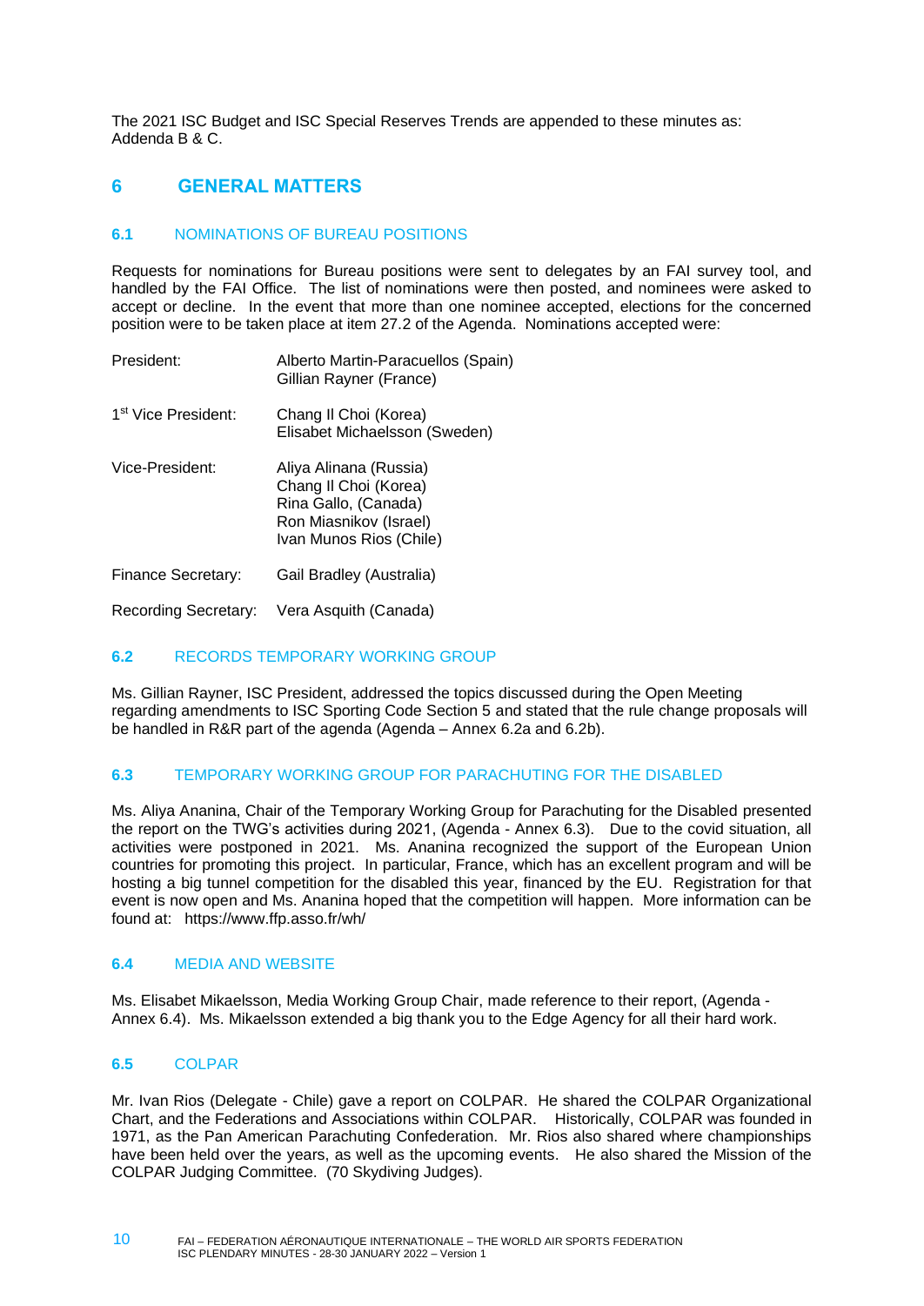The 2021 ISC Budget and ISC Special Reserves Trends are appended to these minutes as: Addenda B & C.

## 6 GENERAL MATTERS

### 6.1 NOMINATIONS OF BUREAU POSITIONS

Requests for nominations for Bureau positions were sent to delegates by an FAI survey tool, and handled by the FAI Office. The list of nominations were then posted, and nominees were asked to accept or decline. In the event that more than one nominee accepted, elections for the concerned position were to be taken place at item 27.2 of the Agenda. Nominations accepted were:

| | |
|---|---|
| President: | Alberto Martin-Paracuellos (Spain)<br>Gillian Rayner (France) |
| 1st Vice President: | Chang Il Choi (Korea)<br>Elisabet Michaelsson (Sweden) |
| Vice-President: | Aliya Alinana (Russia)<br>Chang Il Choi (Korea)<br>Rina Gallo, (Canada)<br>Ron Miasnikov (Israel)<br>Ivan Munos Rios (Chile) |
| Finance Secretary: | Gail Bradley (Australia) |
| Recording Secretary: | Vera Asquith (Canada) |

### 6.2 RECORDS TEMPORARY WORKING GROUP

Ms. Gillian Rayner, ISC President, addressed the topics discussed during the Open Meeting regarding amendments to ISC Sporting Code Section 5 and stated that the rule change proposals will be handled in R&R part of the agenda (Agenda – Annex 6.2a and 6.2b).

### 6.3 TEMPORARY WORKING GROUP FOR PARACHUTING FOR THE DISABLED

Ms. Aliya Ananina, Chair of the Temporary Working Group for Parachuting for the Disabled presented the report on the TWG's activities during 2021, (Agenda - Annex 6.3). Due to the covid situation, all activities were postponed in 2021. Ms. Ananina recognized the support of the European Union countries for promoting this project. In particular, France, which has an excellent program and will be hosting a big tunnel competition for the disabled this year, financed by the EU. Registration for that event is now open and Ms. Ananina hoped that the competition will happen. More information can be found at: https://www.ffp.asso.fr/wh/

### 6.4 MEDIA AND WEBSITE

Ms. Elisabet Mikaelsson, Media Working Group Chair, made reference to their report, (Agenda - Annex 6.4). Ms. Mikaelsson extended a big thank you to the Edge Agency for all their hard work.

### 6.5 COLPAR

Mr. Ivan Rios (Delegate - Chile) gave a report on COLPAR. He shared the COLPAR Organizational Chart, and the Federations and Associations within COLPAR. Historically, COLPAR was founded in 1971, as the Pan American Parachuting Confederation. Mr. Rios also shared where championships have been held over the years, as well as the upcoming events. He also shared the Mission of the COLPAR Judging Committee. (70 Skydiving Judges).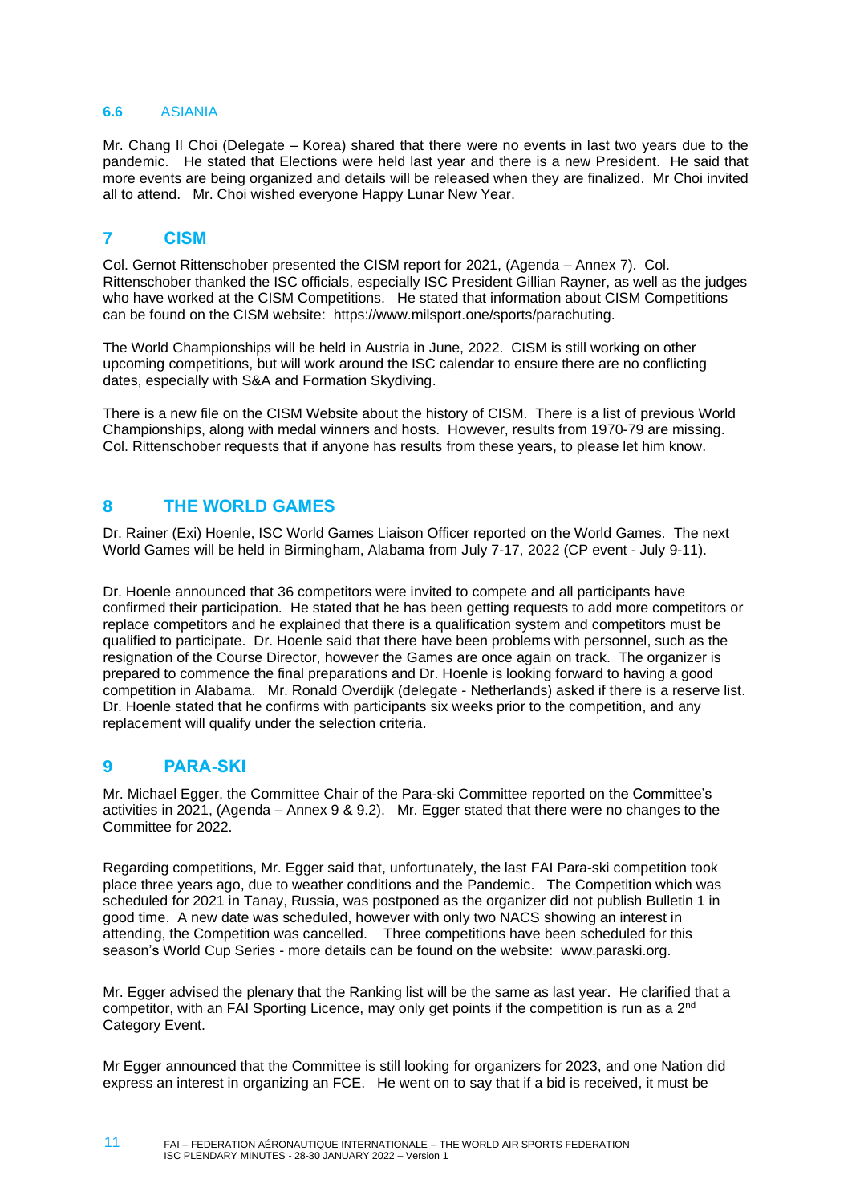### 6.6 ASIANIA

Mr. Chang Il Choi (Delegate – Korea) shared that there were no events in last two years due to the pandemic. He stated that Elections were held last year and there is a new President. He said that more events are being organized and details will be released when they are finalized. Mr Choi invited all to attend. Mr. Choi wished everyone Happy Lunar New Year.

## 7 CISM

Col. Gernot Rittenschober presented the CISM report for 2021, (Agenda – Annex 7). Col. Rittenschober thanked the ISC officials, especially ISC President Gillian Rayner, as well as the judges who have worked at the CISM Competitions. He stated that information about CISM Competitions can be found on the CISM website: https://www.milsport.one/sports/parachuting.

The World Championships will be held in Austria in June, 2022. CISM is still working on other upcoming competitions, but will work around the ISC calendar to ensure there are no conflicting dates, especially with S&A and Formation Skydiving.

There is a new file on the CISM Website about the history of CISM. There is a list of previous World Championships, along with medal winners and hosts. However, results from 1970-79 are missing. Col. Rittenschober requests that if anyone has results from these years, to please let him know.

## 8 THE WORLD GAMES

Dr. Rainer (Exi) Hoenle, ISC World Games Liaison Officer reported on the World Games. The next World Games will be held in Birmingham, Alabama from July 7-17, 2022 (CP event - July 9-11).

Dr. Hoenle announced that 36 competitors were invited to compete and all participants have confirmed their participation. He stated that he has been getting requests to add more competitors or replace competitors and he explained that there is a qualification system and competitors must be qualified to participate. Dr. Hoenle said that there have been problems with personnel, such as the resignation of the Course Director, however the Games are once again on track. The organizer is prepared to commence the final preparations and Dr. Hoenle is looking forward to having a good competition in Alabama. Mr. Ronald Overdijk (delegate - Netherlands) asked if there is a reserve list. Dr. Hoenle stated that he confirms with participants six weeks prior to the competition, and any replacement will qualify under the selection criteria.

## 9 PARA-SKI

Mr. Michael Egger, the Committee Chair of the Para-ski Committee reported on the Committee's activities in 2021, (Agenda – Annex 9 & 9.2). Mr. Egger stated that there were no changes to the Committee for 2022.

Regarding competitions, Mr. Egger said that, unfortunately, the last FAI Para-ski competition took place three years ago, due to weather conditions and the Pandemic. The Competition which was scheduled for 2021 in Tanay, Russia, was postponed as the organizer did not publish Bulletin 1 in good time. A new date was scheduled, however with only two NACS showing an interest in attending, the Competition was cancelled. Three competitions have been scheduled for this season's World Cup Series - more details can be found on the website: www.paraski.org.

Mr. Egger advised the plenary that the Ranking list will be the same as last year. He clarified that a competitor, with an FAI Sporting Licence, may only get points if the competition is run as a 2nd Category Event.

Mr Egger announced that the Committee is still looking for organizers for 2023, and one Nation did express an interest in organizing an FCE. He went on to say that if a bid is received, it must be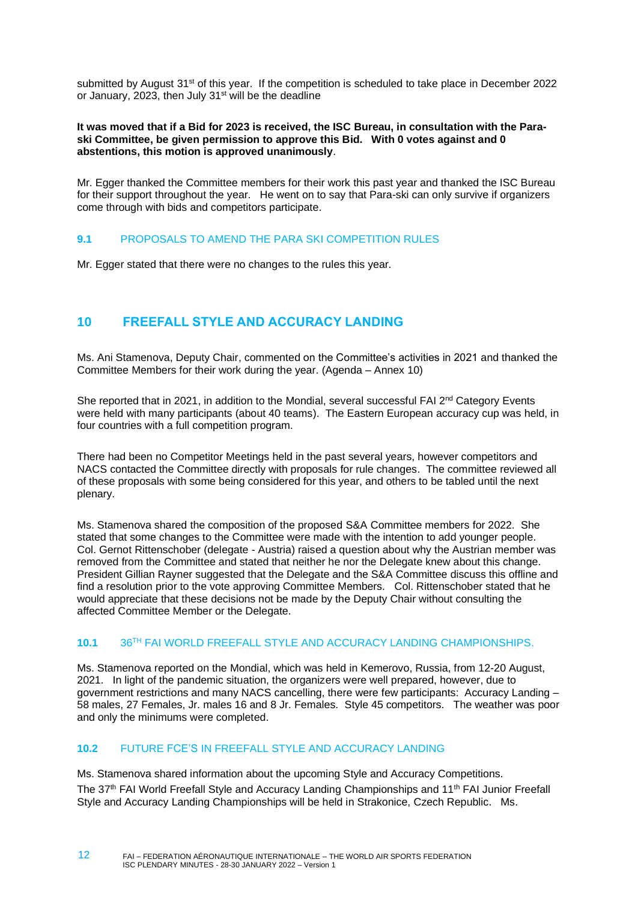submitted by August 31st of this year. If the competition is scheduled to take place in December 2022 or January, 2023, then July 31st will be the deadline

**It was moved that if a Bid for 2023 is received, the ISC Bureau, in consultation with the Para-ski Committee, be given permission to approve this Bid. With 0 votes against and 0 abstentions, this motion is approved unanimously**.

Mr. Egger thanked the Committee members for their work this past year and thanked the ISC Bureau for their support throughout the year. He went on to say that Para-ski can only survive if organizers come through with bids and competitors participate.

### 9.1 PROPOSALS TO AMEND THE PARA SKI COMPETITION RULES

Mr. Egger stated that there were no changes to the rules this year.

## 10 FREEFALL STYLE AND ACCURACY LANDING

Ms. Ani Stamenova, Deputy Chair, commented on the Committee's activities in 2021 and thanked the Committee Members for their work during the year. (Agenda – Annex 10)

She reported that in 2021, in addition to the Mondial, several successful FAI 2nd Category Events were held with many participants (about 40 teams). The Eastern European accuracy cup was held, in four countries with a full competition program.

There had been no Competitor Meetings held in the past several years, however competitors and NACS contacted the Committee directly with proposals for rule changes. The committee reviewed all of these proposals with some being considered for this year, and others to be tabled until the next plenary.

Ms. Stamenova shared the composition of the proposed S&A Committee members for 2022. She stated that some changes to the Committee were made with the intention to add younger people. Col. Gernot Rittenschober (delegate - Austria) raised a question about why the Austrian member was removed from the Committee and stated that neither he nor the Delegate knew about this change. President Gillian Rayner suggested that the Delegate and the S&A Committee discuss this offline and find a resolution prior to the vote approving Committee Members. Col. Rittenschober stated that he would appreciate that these decisions not be made by the Deputy Chair without consulting the affected Committee Member or the Delegate.

### 10.1 36TH FAI WORLD FREEFALL STYLE AND ACCURACY LANDING CHAMPIONSHIPS.

Ms. Stamenova reported on the Mondial, which was held in Kemerovo, Russia, from 12-20 August, 2021. In light of the pandemic situation, the organizers were well prepared, however, due to government restrictions and many NACS cancelling, there were few participants: Accuracy Landing – 58 males, 27 Females, Jr. males 16 and 8 Jr. Females. Style 45 competitors. The weather was poor and only the minimums were completed.

### 10.2 FUTURE FCE'S IN FREEFALL STYLE AND ACCURACY LANDING

Ms. Stamenova shared information about the upcoming Style and Accuracy Competitions.
The 37th FAI World Freefall Style and Accuracy Landing Championships and 11th FAI Junior Freefall Style and Accuracy Landing Championships will be held in Strakonice, Czech Republic. Ms.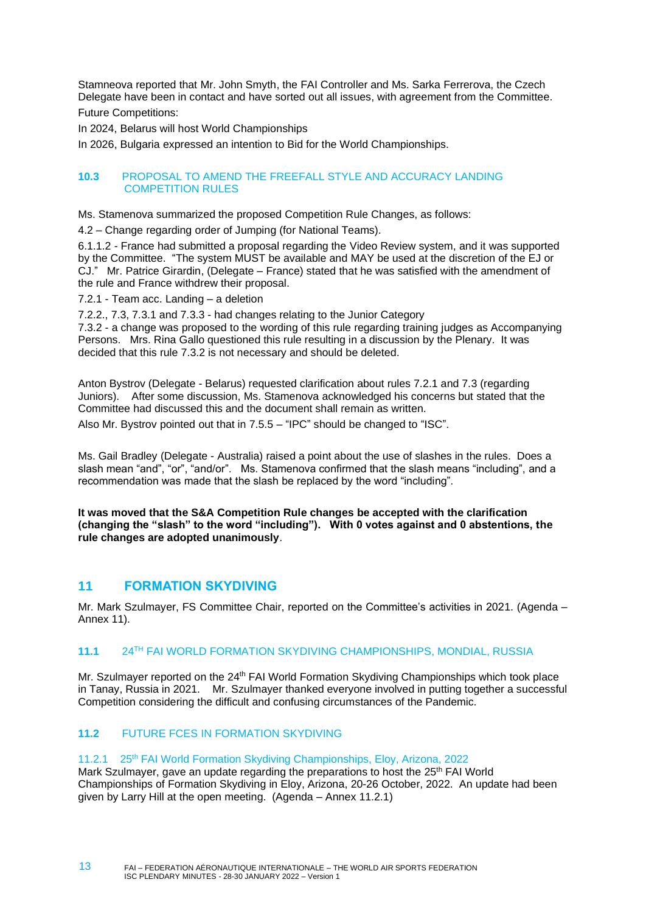Stamneova reported that Mr. John Smyth, the FAI Controller and Ms. Sarka Ferrerova, the Czech Delegate have been in contact and have sorted out all issues, with agreement from the Committee.

Future Competitions:

In 2024, Belarus will host World Championships

In 2026, Bulgaria expressed an intention to Bid for the World Championships.

### 10.3 PROPOSAL TO AMEND THE FREEFALL STYLE AND ACCURACY LANDING COMPETITION RULES

Ms. Stamenova summarized the proposed Competition Rule Changes, as follows:

4.2 – Change regarding order of Jumping (for National Teams).

6.1.1.2 - France had submitted a proposal regarding the Video Review system, and it was supported by the Committee. "The system MUST be available and MAY be used at the discretion of the EJ or CJ." Mr. Patrice Girardin, (Delegate – France) stated that he was satisfied with the amendment of the rule and France withdrew their proposal.

7.2.1 - Team acc. Landing – a deletion

7.2.2., 7.3, 7.3.1 and 7.3.3 - had changes relating to the Junior Category

7.3.2 - a change was proposed to the wording of this rule regarding training judges as Accompanying Persons. Mrs. Rina Gallo questioned this rule resulting in a discussion by the Plenary. It was decided that this rule 7.3.2 is not necessary and should be deleted.

Anton Bystrov (Delegate - Belarus) requested clarification about rules 7.2.1 and 7.3 (regarding Juniors). After some discussion, Ms. Stamenova acknowledged his concerns but stated that the Committee had discussed this and the document shall remain as written.

Also Mr. Bystrov pointed out that in 7.5.5 – "IPC" should be changed to "ISC".

Ms. Gail Bradley (Delegate - Australia) raised a point about the use of slashes in the rules. Does a slash mean "and", "or", "and/or". Ms. Stamenova confirmed that the slash means "including", and a recommendation was made that the slash be replaced by the word "including".

**It was moved that the S&A Competition Rule changes be accepted with the clarification (changing the "slash" to the word "including"). With 0 votes against and 0 abstentions, the rule changes are adopted unanimously**.

## 11 FORMATION SKYDIVING

Mr. Mark Szulmayer, FS Committee Chair, reported on the Committee's activities in 2021. (Agenda – Annex 11).

### 11.1 24TH FAI WORLD FORMATION SKYDIVING CHAMPIONSHIPS, MONDIAL, RUSSIA

Mr. Szulmayer reported on the 24th FAI World Formation Skydiving Championships which took place in Tanay, Russia in 2021. Mr. Szulmayer thanked everyone involved in putting together a successful Competition considering the difficult and confusing circumstances of the Pandemic.

### 11.2 FUTURE FCES IN FORMATION SKYDIVING

#### 11.2.1 25th FAI World Formation Skydiving Championships, Eloy, Arizona, 2022

Mark Szulmayer, gave an update regarding the preparations to host the 25th FAI World Championships of Formation Skydiving in Eloy, Arizona, 20-26 October, 2022. An update had been given by Larry Hill at the open meeting. (Agenda – Annex 11.2.1)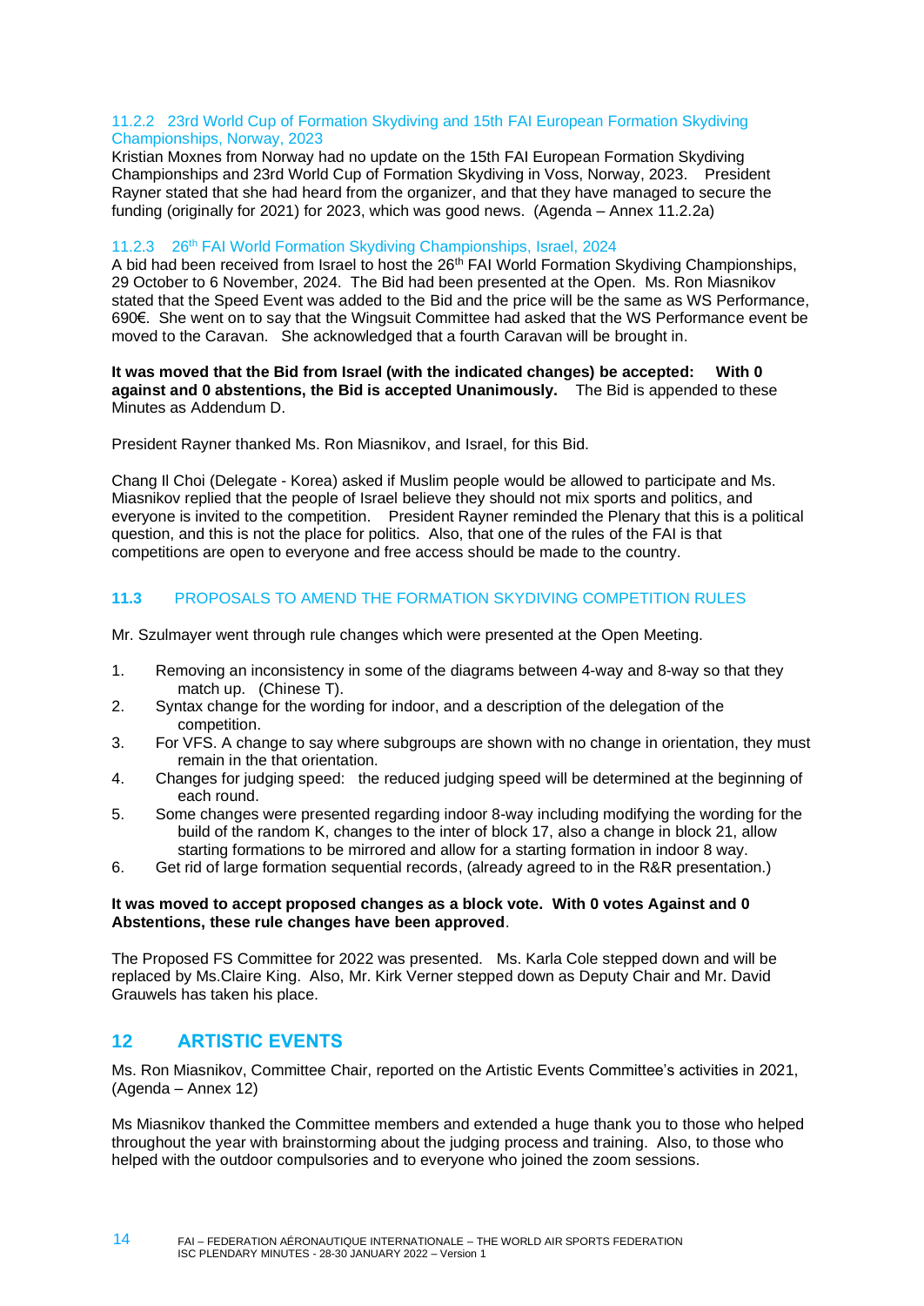#### 11.2.2 23rd World Cup of Formation Skydiving and 15th FAI European Formation Skydiving Championships, Norway, 2023

Kristian Moxnes from Norway had no update on the 15th FAI European Formation Skydiving Championships and 23rd World Cup of Formation Skydiving in Voss, Norway, 2023. President Rayner stated that she had heard from the organizer, and that they have managed to secure the funding (originally for 2021) for 2023, which was good news. (Agenda – Annex 11.2.2a)

#### 11.2.3 26th FAI World Formation Skydiving Championships, Israel, 2024

A bid had been received from Israel to host the 26th FAI World Formation Skydiving Championships, 29 October to 6 November, 2024. The Bid had been presented at the Open. Ms. Ron Miasnikov stated that the Speed Event was added to the Bid and the price will be the same as WS Performance, 690€. She went on to say that the Wingsuit Committee had asked that the WS Performance event be moved to the Caravan. She acknowledged that a fourth Caravan will be brought in.

**It was moved that the Bid from Israel (with the indicated changes) be accepted: With 0 against and 0 abstentions, the Bid is accepted Unanimously.** The Bid is appended to these Minutes as Addendum D.

President Rayner thanked Ms. Ron Miasnikov, and Israel, for this Bid.

Chang Il Choi (Delegate - Korea) asked if Muslim people would be allowed to participate and Ms. Miasnikov replied that the people of Israel believe they should not mix sports and politics, and everyone is invited to the competition. President Rayner reminded the Plenary that this is a political question, and this is not the place for politics. Also, that one of the rules of the FAI is that competitions are open to everyone and free access should be made to the country.

### 11.3 PROPOSALS TO AMEND THE FORMATION SKYDIVING COMPETITION RULES

Mr. Szulmayer went through rule changes which were presented at the Open Meeting.

1. Removing an inconsistency in some of the diagrams between 4-way and 8-way so that they match up. (Chinese T).
2. Syntax change for the wording for indoor, and a description of the delegation of the competition.
3. For VFS. A change to say where subgroups are shown with no change in orientation, they must remain in the that orientation.
4. Changes for judging speed: the reduced judging speed will be determined at the beginning of each round.
5. Some changes were presented regarding indoor 8-way including modifying the wording for the build of the random K, changes to the inter of block 17, also a change in block 21, allow starting formations to be mirrored and allow for a starting formation in indoor 8 way.
6. Get rid of large formation sequential records, (already agreed to in the R&R presentation.)

**It was moved to accept proposed changes as a block vote. With 0 votes Against and 0 Abstentions, these rule changes have been approved**.

The Proposed FS Committee for 2022 was presented. Ms. Karla Cole stepped down and will be replaced by Ms.Claire King. Also, Mr. Kirk Verner stepped down as Deputy Chair and Mr. David Grauwels has taken his place.

## 12 ARTISTIC EVENTS

Ms. Ron Miasnikov, Committee Chair, reported on the Artistic Events Committee's activities in 2021, (Agenda – Annex 12)

Ms Miasnikov thanked the Committee members and extended a huge thank you to those who helped throughout the year with brainstorming about the judging process and training. Also, to those who helped with the outdoor compulsories and to everyone who joined the zoom sessions.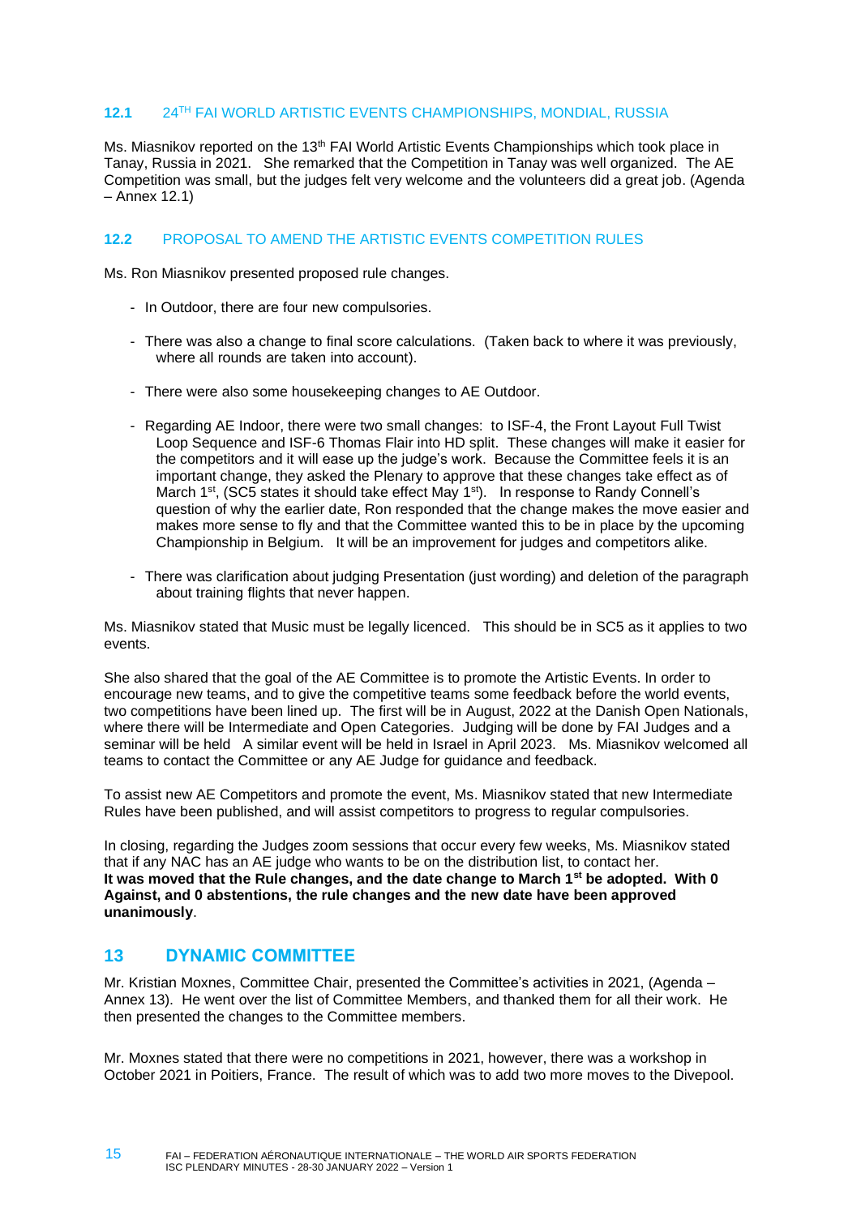### 12.1 24[TH] FAI WORLD ARTISTIC EVENTS CHAMPIONSHIPS, MONDIAL, RUSSIA

Ms. Miasnikov reported on the 13[th] FAI World Artistic Events Championships which took place in Tanay, Russia in 2021. She remarked that the Competition in Tanay was well organized. The AE Competition was small, but the judges felt very welcome and the volunteers did a great job. (Agenda – Annex 12.1)

### 12.2 PROPOSAL TO AMEND THE ARTISTIC EVENTS COMPETITION RULES

Ms. Ron Miasnikov presented proposed rule changes.

- In Outdoor, there are four new compulsories.
- There was also a change to final score calculations. (Taken back to where it was previously, where all rounds are taken into account).
- There were also some housekeeping changes to AE Outdoor.
- Regarding AE Indoor, there were two small changes: to ISF-4, the Front Layout Full Twist Loop Sequence and ISF-6 Thomas Flair into HD split. These changes will make it easier for the competitors and it will ease up the judge's work. Because the Committee feels it is an important change, they asked the Plenary to approve that these changes take effect as of March 1[st], (SC5 states it should take effect May 1[st]). In response to Randy Connell's question of why the earlier date, Ron responded that the change makes the move easier and makes more sense to fly and that the Committee wanted this to be in place by the upcoming Championship in Belgium. It will be an improvement for judges and competitors alike.
- There was clarification about judging Presentation (just wording) and deletion of the paragraph about training flights that never happen.

Ms. Miasnikov stated that Music must be legally licenced. This should be in SC5 as it applies to two events.

She also shared that the goal of the AE Committee is to promote the Artistic Events. In order to encourage new teams, and to give the competitive teams some feedback before the world events, two competitions have been lined up. The first will be in August, 2022 at the Danish Open Nationals, where there will be Intermediate and Open Categories. Judging will be done by FAI Judges and a seminar will be held A similar event will be held in Israel in April 2023. Ms. Miasnikov welcomed all teams to contact the Committee or any AE Judge for guidance and feedback.

To assist new AE Competitors and promote the event, Ms. Miasnikov stated that new Intermediate Rules have been published, and will assist competitors to progress to regular compulsories.

In closing, regarding the Judges zoom sessions that occur every few weeks, Ms. Miasnikov stated that if any NAC has an AE judge who wants to be on the distribution list, to contact her.
**It was moved that the Rule changes, and the date change to March 1[st] be adopted. With 0 Against, and 0 abstentions, the rule changes and the new date have been approved unanimously**.

## 13 DYNAMIC COMMITTEE

Mr. Kristian Moxnes, Committee Chair, presented the Committee's activities in 2021, (Agenda – Annex 13). He went over the list of Committee Members, and thanked them for all their work. He then presented the changes to the Committee members.

Mr. Moxnes stated that there were no competitions in 2021, however, there was a workshop in October 2021 in Poitiers, France. The result of which was to add two more moves to the Divepool.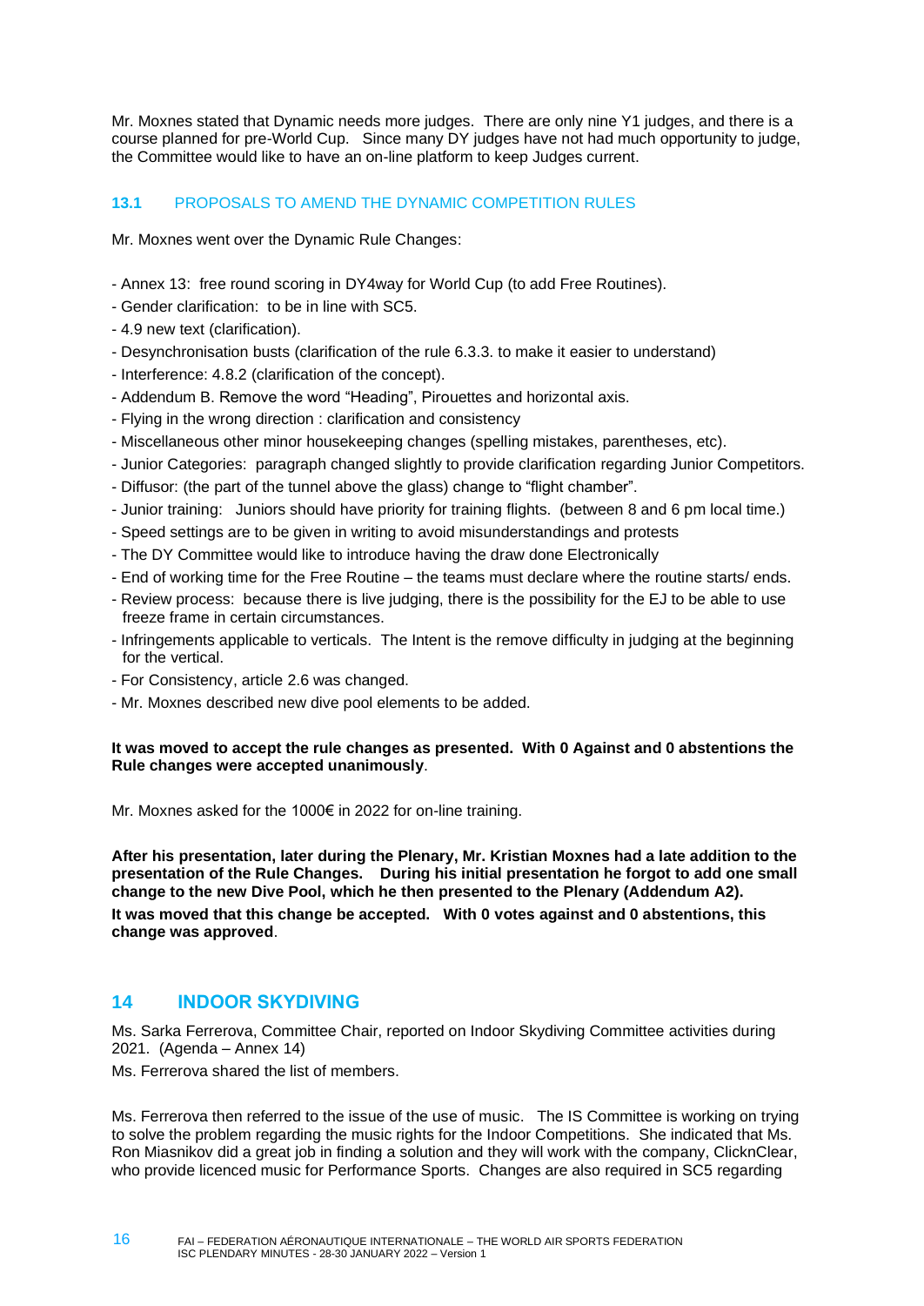Mr. Moxnes stated that Dynamic needs more judges. There are only nine Y1 judges, and there is a course planned for pre-World Cup. Since many DY judges have not had much opportunity to judge, the Committee would like to have an on-line platform to keep Judges current.

### 13.1 PROPOSALS TO AMEND THE DYNAMIC COMPETITION RULES

Mr. Moxnes went over the Dynamic Rule Changes:

- Annex 13: free round scoring in DY4way for World Cup (to add Free Routines).
- Gender clarification: to be in line with SC5.
- 4.9 new text (clarification).
- Desynchronisation busts (clarification of the rule 6.3.3. to make it easier to understand)
- Interference: 4.8.2 (clarification of the concept).
- Addendum B. Remove the word "Heading", Pirouettes and horizontal axis.
- Flying in the wrong direction : clarification and consistency
- Miscellaneous other minor housekeeping changes (spelling mistakes, parentheses, etc).
- Junior Categories: paragraph changed slightly to provide clarification regarding Junior Competitors.
- Diffusor: (the part of the tunnel above the glass) change to "flight chamber".
- Junior training: Juniors should have priority for training flights. (between 8 and 6 pm local time.)
- Speed settings are to be given in writing to avoid misunderstandings and protests
- The DY Committee would like to introduce having the draw done Electronically
- End of working time for the Free Routine – the teams must declare where the routine starts/ ends.
- Review process: because there is live judging, there is the possibility for the EJ to be able to use freeze frame in certain circumstances.
- Infringements applicable to verticals. The Intent is the remove difficulty in judging at the beginning for the vertical.
- For Consistency, article 2.6 was changed.
- Mr. Moxnes described new dive pool elements to be added.

**It was moved to accept the rule changes as presented. With 0 Against and 0 abstentions the Rule changes were accepted unanimously**.

Mr. Moxnes asked for the 1000€ in 2022 for on-line training.

**After his presentation, later during the Plenary, Mr. Kristian Moxnes had a late addition to the presentation of the Rule Changes. During his initial presentation he forgot to add one small change to the new Dive Pool, which he then presented to the Plenary (Addendum A2).**

**It was moved that this change be accepted. With 0 votes against and 0 abstentions, this change was approved**.

## 14 INDOOR SKYDIVING

Ms. Sarka Ferrerova, Committee Chair, reported on Indoor Skydiving Committee activities during 2021. (Agenda – Annex 14)

Ms. Ferrerova shared the list of members.

Ms. Ferrerova then referred to the issue of the use of music. The IS Committee is working on trying to solve the problem regarding the music rights for the Indoor Competitions. She indicated that Ms. Ron Miasnikov did a great job in finding a solution and they will work with the company, ClicknClear, who provide licenced music for Performance Sports. Changes are also required in SC5 regarding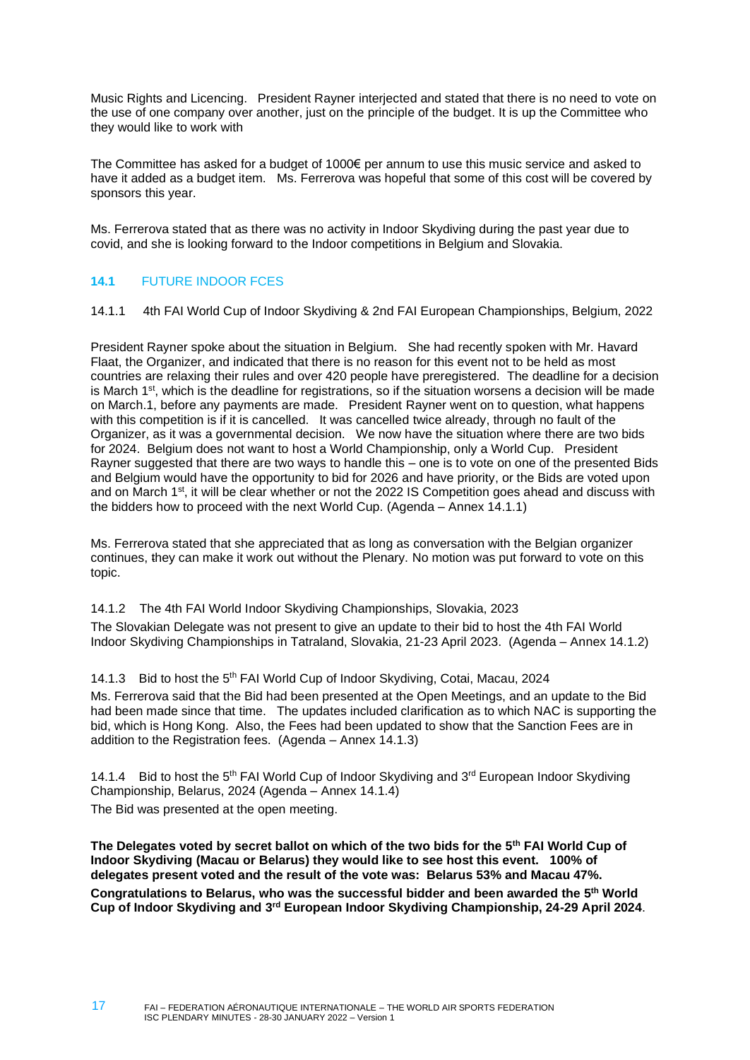Music Rights and Licencing. President Rayner interjected and stated that there is no need to vote on the use of one company over another, just on the principle of the budget. It is up the Committee who they would like to work with

The Committee has asked for a budget of 1000€ per annum to use this music service and asked to have it added as a budget item. Ms. Ferrerova was hopeful that some of this cost will be covered by sponsors this year.

Ms. Ferrerova stated that as there was no activity in Indoor Skydiving during the past year due to covid, and she is looking forward to the Indoor competitions in Belgium and Slovakia.

### 14.1 FUTURE INDOOR FCES

14.1.1 4th FAI World Cup of Indoor Skydiving & 2nd FAI European Championships, Belgium, 2022

President Rayner spoke about the situation in Belgium. She had recently spoken with Mr. Havard Flaat, the Organizer, and indicated that there is no reason for this event not to be held as most countries are relaxing their rules and over 420 people have preregistered. The deadline for a decision is March 1st, which is the deadline for registrations, so if the situation worsens a decision will be made on March.1, before any payments are made. President Rayner went on to question, what happens with this competition is if it is cancelled. It was cancelled twice already, through no fault of the Organizer, as it was a governmental decision. We now have the situation where there are two bids for 2024. Belgium does not want to host a World Championship, only a World Cup. President Rayner suggested that there are two ways to handle this – one is to vote on one of the presented Bids and Belgium would have the opportunity to bid for 2026 and have priority, or the Bids are voted upon and on March 1st, it will be clear whether or not the 2022 IS Competition goes ahead and discuss with the bidders how to proceed with the next World Cup. (Agenda – Annex 14.1.1)

Ms. Ferrerova stated that she appreciated that as long as conversation with the Belgian organizer continues, they can make it work out without the Plenary. No motion was put forward to vote on this topic.

14.1.2 The 4th FAI World Indoor Skydiving Championships, Slovakia, 2023

The Slovakian Delegate was not present to give an update to their bid to host the 4th FAI World Indoor Skydiving Championships in Tatraland, Slovakia, 21-23 April 2023. (Agenda – Annex 14.1.2)

14.1.3 Bid to host the 5th FAI World Cup of Indoor Skydiving, Cotai, Macau, 2024

Ms. Ferrerova said that the Bid had been presented at the Open Meetings, and an update to the Bid had been made since that time. The updates included clarification as to which NAC is supporting the bid, which is Hong Kong. Also, the Fees had been updated to show that the Sanction Fees are in addition to the Registration fees. (Agenda – Annex 14.1.3)

14.1.4 Bid to host the 5th FAI World Cup of Indoor Skydiving and 3rd European Indoor Skydiving Championship, Belarus, 2024 (Agenda – Annex 14.1.4)

The Bid was presented at the open meeting.

**The Delegates voted by secret ballot on which of the two bids for the 5th FAI World Cup of Indoor Skydiving (Macau or Belarus) they would like to see host this event. 100% of delegates present voted and the result of the vote was: Belarus 53% and Macau 47%.**

**Congratulations to Belarus, who was the successful bidder and been awarded the 5th World Cup of Indoor Skydiving and 3rd European Indoor Skydiving Championship, 24-29 April 2024**.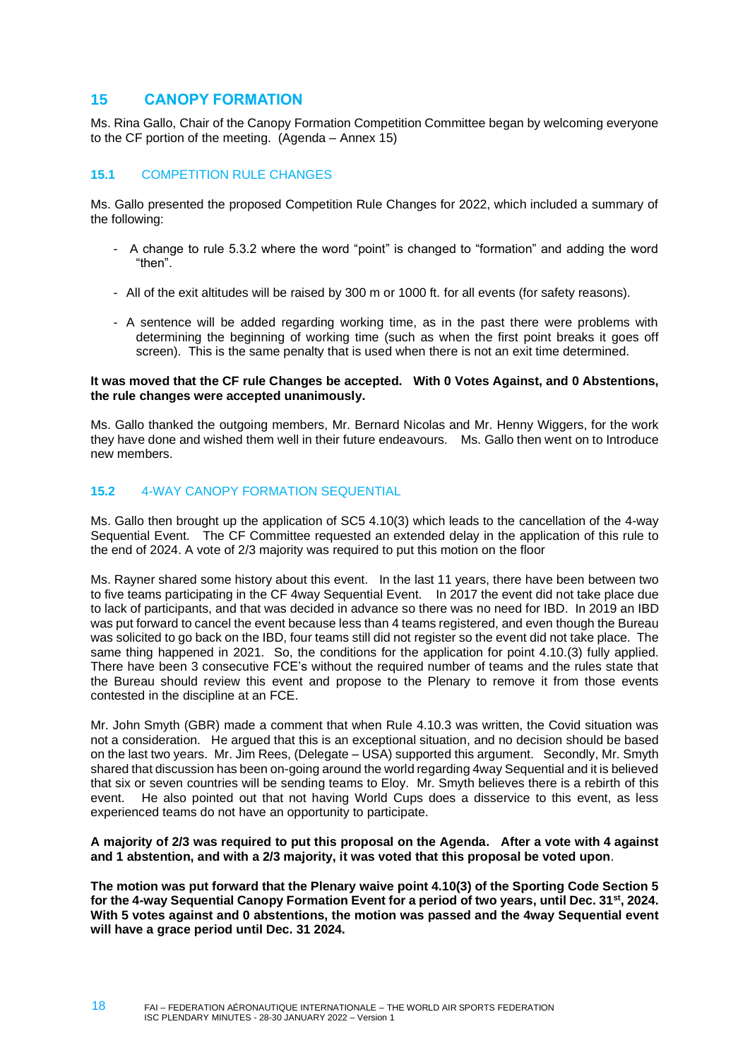## 15 CANOPY FORMATION

Ms. Rina Gallo, Chair of the Canopy Formation Competition Committee began by welcoming everyone to the CF portion of the meeting. (Agenda – Annex 15)

### 15.1 COMPETITION RULE CHANGES

Ms. Gallo presented the proposed Competition Rule Changes for 2022, which included a summary of the following:

- A change to rule 5.3.2 where the word "point" is changed to "formation" and adding the word "then".
- All of the exit altitudes will be raised by 300 m or 1000 ft. for all events (for safety reasons).
- A sentence will be added regarding working time, as in the past there were problems with determining the beginning of working time (such as when the first point breaks it goes off screen). This is the same penalty that is used when there is not an exit time determined.

**It was moved that the CF rule Changes be accepted. With 0 Votes Against, and 0 Abstentions, the rule changes were accepted unanimously.**

Ms. Gallo thanked the outgoing members, Mr. Bernard Nicolas and Mr. Henny Wiggers, for the work they have done and wished them well in their future endeavours. Ms. Gallo then went on to Introduce new members.

### 15.2 4-WAY CANOPY FORMATION SEQUENTIAL

Ms. Gallo then brought up the application of SC5 4.10(3) which leads to the cancellation of the 4-way Sequential Event. The CF Committee requested an extended delay in the application of this rule to the end of 2024. A vote of 2/3 majority was required to put this motion on the floor

Ms. Rayner shared some history about this event. In the last 11 years, there have been between two to five teams participating in the CF 4way Sequential Event. In 2017 the event did not take place due to lack of participants, and that was decided in advance so there was no need for IBD. In 2019 an IBD was put forward to cancel the event because less than 4 teams registered, and even though the Bureau was solicited to go back on the IBD, four teams still did not register so the event did not take place. The same thing happened in 2021. So, the conditions for the application for point 4.10.(3) fully applied. There have been 3 consecutive FCE's without the required number of teams and the rules state that the Bureau should review this event and propose to the Plenary to remove it from those events contested in the discipline at an FCE.

Mr. John Smyth (GBR) made a comment that when Rule 4.10.3 was written, the Covid situation was not a consideration. He argued that this is an exceptional situation, and no decision should be based on the last two years. Mr. Jim Rees, (Delegate – USA) supported this argument. Secondly, Mr. Smyth shared that discussion has been on-going around the world regarding 4way Sequential and it is believed that six or seven countries will be sending teams to Eloy. Mr. Smyth believes there is a rebirth of this event. He also pointed out that not having World Cups does a disservice to this event, as less experienced teams do not have an opportunity to participate.

**A majority of 2/3 was required to put this proposal on the Agenda. After a vote with 4 against and 1 abstention, and with a 2/3 majority, it was voted that this proposal be voted upon**.

**The motion was put forward that the Plenary waive point 4.10(3) of the Sporting Code Section 5 for the 4-way Sequential Canopy Formation Event for a period of two years, until Dec. 31st, 2024. With 5 votes against and 0 abstentions, the motion was passed and the 4way Sequential event will have a grace period until Dec. 31 2024.**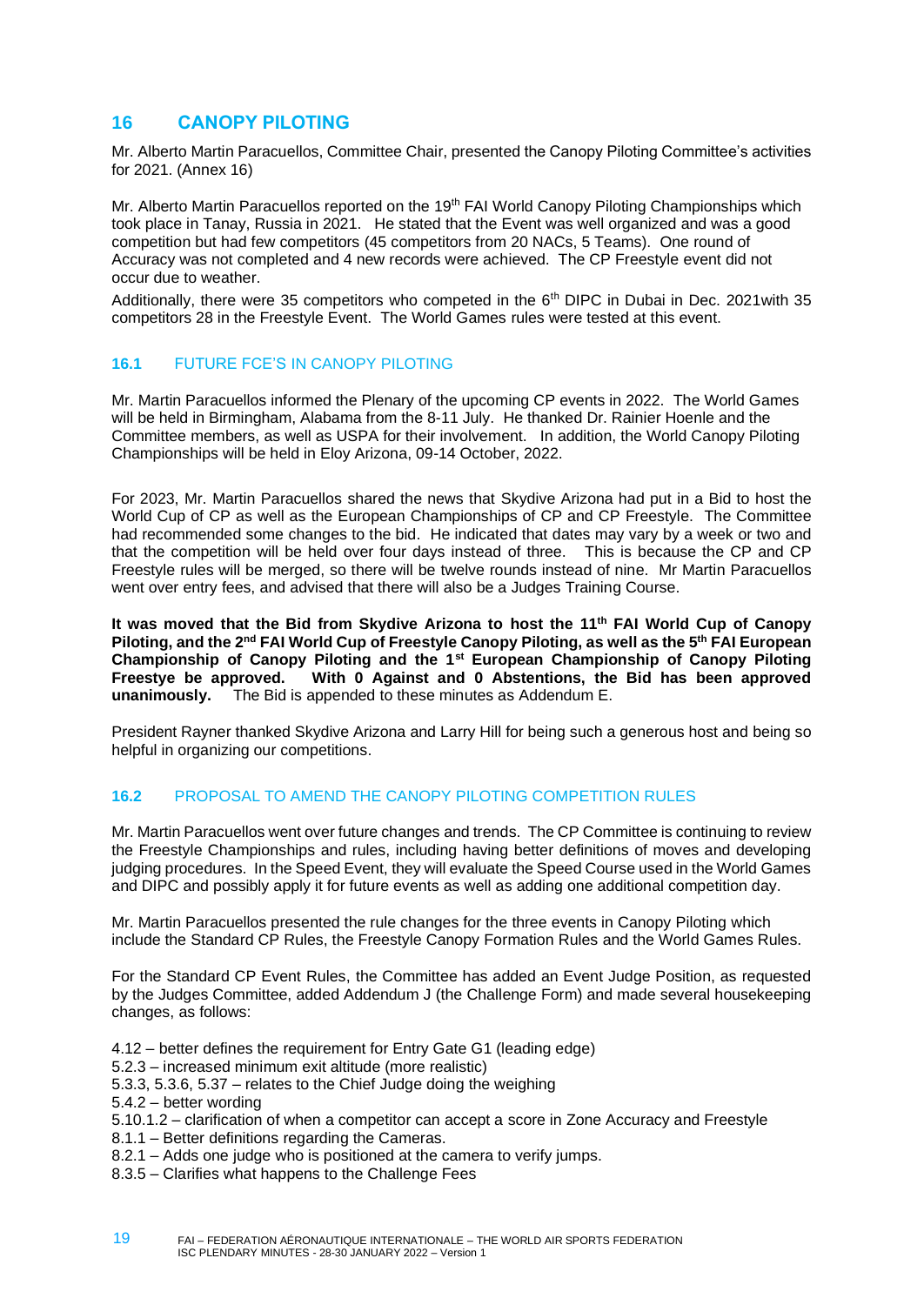## 16 CANOPY PILOTING

Mr. Alberto Martin Paracuellos, Committee Chair, presented the Canopy Piloting Committee's activities for 2021. (Annex 16)

Mr. Alberto Martin Paracuellos reported on the 19th FAI World Canopy Piloting Championships which took place in Tanay, Russia in 2021. He stated that the Event was well organized and was a good competition but had few competitors (45 competitors from 20 NACs, 5 Teams). One round of Accuracy was not completed and 4 new records were achieved. The CP Freestyle event did not occur due to weather.

Additionally, there were 35 competitors who competed in the 6th DIPC in Dubai in Dec. 2021with 35 competitors 28 in the Freestyle Event. The World Games rules were tested at this event.

### 16.1 FUTURE FCE'S IN CANOPY PILOTING

Mr. Martin Paracuellos informed the Plenary of the upcoming CP events in 2022. The World Games will be held in Birmingham, Alabama from the 8-11 July. He thanked Dr. Rainier Hoenle and the Committee members, as well as USPA for their involvement. In addition, the World Canopy Piloting Championships will be held in Eloy Arizona, 09-14 October, 2022.

For 2023, Mr. Martin Paracuellos shared the news that Skydive Arizona had put in a Bid to host the World Cup of CP as well as the European Championships of CP and CP Freestyle. The Committee had recommended some changes to the bid. He indicated that dates may vary by a week or two and that the competition will be held over four days instead of three. This is because the CP and CP Freestyle rules will be merged, so there will be twelve rounds instead of nine. Mr Martin Paracuellos went over entry fees, and advised that there will also be a Judges Training Course.

**It was moved that the Bid from Skydive Arizona to host the 11th FAI World Cup of Canopy Piloting, and the 2nd FAI World Cup of Freestyle Canopy Piloting, as well as the 5th FAI European Championship of Canopy Piloting and the 1st European Championship of Canopy Piloting Freestye be approved. With 0 Against and 0 Abstentions, the Bid has been approved unanimously.** The Bid is appended to these minutes as Addendum E.

President Rayner thanked Skydive Arizona and Larry Hill for being such a generous host and being so helpful in organizing our competitions.

### 16.2 PROPOSAL TO AMEND THE CANOPY PILOTING COMPETITION RULES

Mr. Martin Paracuellos went over future changes and trends. The CP Committee is continuing to review the Freestyle Championships and rules, including having better definitions of moves and developing judging procedures. In the Speed Event, they will evaluate the Speed Course used in the World Games and DIPC and possibly apply it for future events as well as adding one additional competition day.

Mr. Martin Paracuellos presented the rule changes for the three events in Canopy Piloting which include the Standard CP Rules, the Freestyle Canopy Formation Rules and the World Games Rules.

For the Standard CP Event Rules, the Committee has added an Event Judge Position, as requested by the Judges Committee, added Addendum J (the Challenge Form) and made several housekeeping changes, as follows:

- 4.12 – better defines the requirement for Entry Gate G1 (leading edge)
- 5.2.3 – increased minimum exit altitude (more realistic)
- 5.3.3, 5.3.6, 5.37 – relates to the Chief Judge doing the weighing
- 5.4.2 – better wording
- 5.10.1.2 – clarification of when a competitor can accept a score in Zone Accuracy and Freestyle
- 8.1.1 – Better definitions regarding the Cameras.
- 8.2.1 – Adds one judge who is positioned at the camera to verify jumps.
- 8.3.5 – Clarifies what happens to the Challenge Fees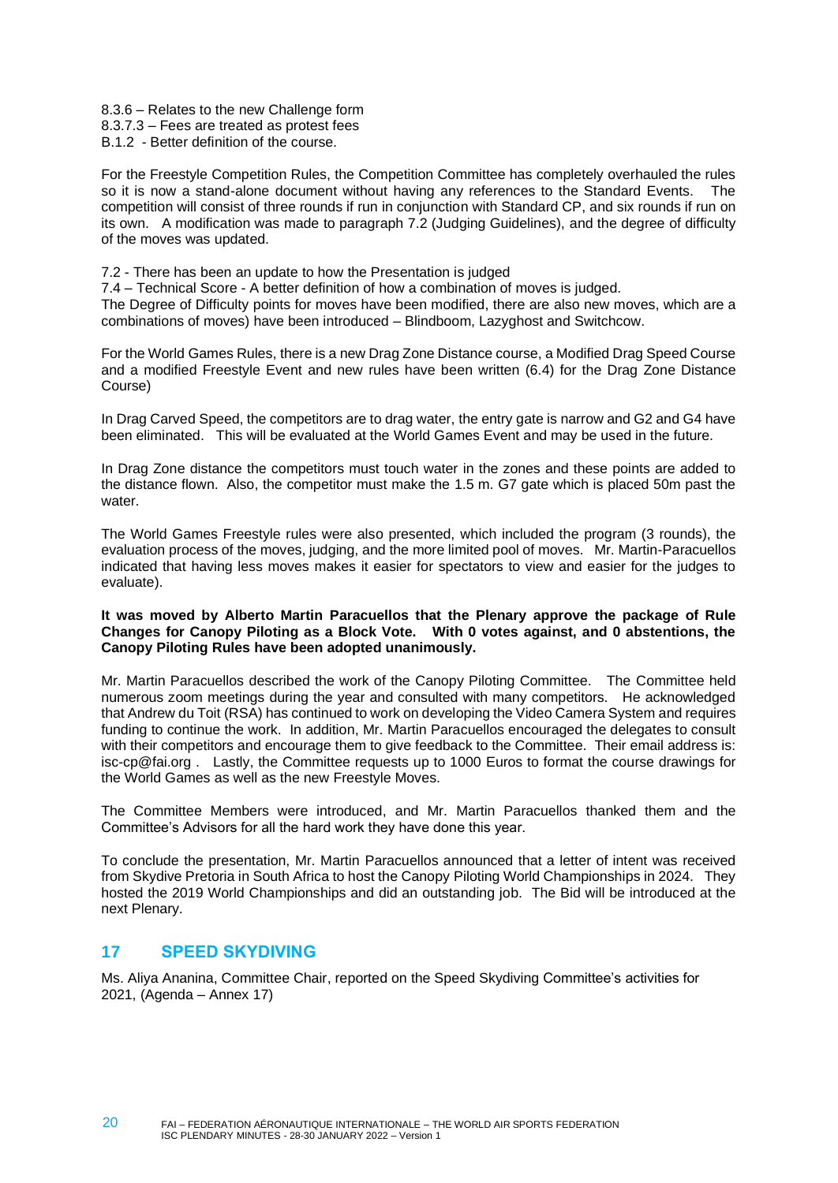8.3.6 – Relates to the new Challenge form
8.3.7.3 – Fees are treated as protest fees
B.1.2 - Better definition of the course.

For the Freestyle Competition Rules, the Competition Committee has completely overhauled the rules so it is now a stand-alone document without having any references to the Standard Events. The competition will consist of three rounds if run in conjunction with Standard CP, and six rounds if run on its own. A modification was made to paragraph 7.2 (Judging Guidelines), and the degree of difficulty of the moves was updated.

7.2 - There has been an update to how the Presentation is judged
7.4 – Technical Score - A better definition of how a combination of moves is judged.
The Degree of Difficulty points for moves have been modified, there are also new moves, which are a combinations of moves) have been introduced – Blindboom, Lazyghost and Switchcow.

For the World Games Rules, there is a new Drag Zone Distance course, a Modified Drag Speed Course and a modified Freestyle Event and new rules have been written (6.4) for the Drag Zone Distance Course)

In Drag Carved Speed, the competitors are to drag water, the entry gate is narrow and G2 and G4 have been eliminated. This will be evaluated at the World Games Event and may be used in the future.

In Drag Zone distance the competitors must touch water in the zones and these points are added to the distance flown. Also, the competitor must make the 1.5 m. G7 gate which is placed 50m past the water.

The World Games Freestyle rules were also presented, which included the program (3 rounds), the evaluation process of the moves, judging, and the more limited pool of moves. Mr. Martin-Paracuellos indicated that having less moves makes it easier for spectators to view and easier for the judges to evaluate).

**It was moved by Alberto Martin Paracuellos that the Plenary approve the package of Rule Changes for Canopy Piloting as a Block Vote. With 0 votes against, and 0 abstentions, the Canopy Piloting Rules have been adopted unanimously.**

Mr. Martin Paracuellos described the work of the Canopy Piloting Committee. The Committee held numerous zoom meetings during the year and consulted with many competitors. He acknowledged that Andrew du Toit (RSA) has continued to work on developing the Video Camera System and requires funding to continue the work. In addition, Mr. Martin Paracuellos encouraged the delegates to consult with their competitors and encourage them to give feedback to the Committee. Their email address is: isc-cp@fai.org . Lastly, the Committee requests up to 1000 Euros to format the course drawings for the World Games as well as the new Freestyle Moves.

The Committee Members were introduced, and Mr. Martin Paracuellos thanked them and the Committee's Advisors for all the hard work they have done this year.

To conclude the presentation, Mr. Martin Paracuellos announced that a letter of intent was received from Skydive Pretoria in South Africa to host the Canopy Piloting World Championships in 2024. They hosted the 2019 World Championships and did an outstanding job. The Bid will be introduced at the next Plenary.

## 17 SPEED SKYDIVING

Ms. Aliya Ananina, Committee Chair, reported on the Speed Skydiving Committee's activities for 2021, (Agenda – Annex 17)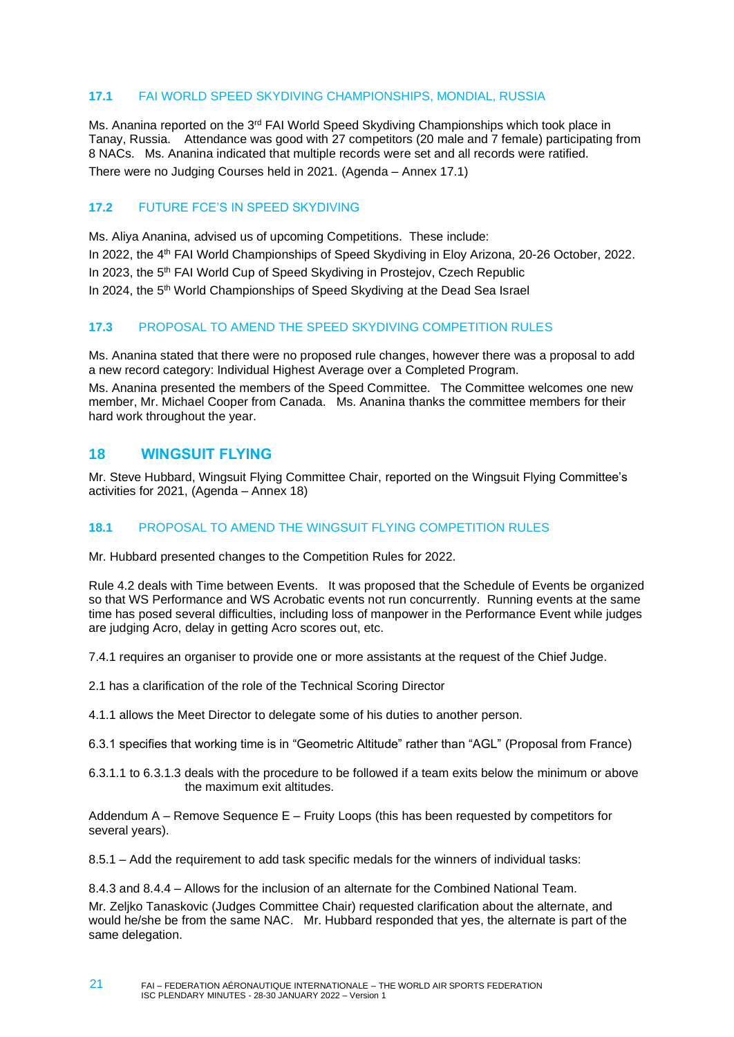### 17.1 FAI WORLD SPEED SKYDIVING CHAMPIONSHIPS, MONDIAL, RUSSIA

Ms. Ananina reported on the 3rd FAI World Speed Skydiving Championships which took place in Tanay, Russia. Attendance was good with 27 competitors (20 male and 7 female) participating from 8 NACs. Ms. Ananina indicated that multiple records were set and all records were ratified.

There were no Judging Courses held in 2021. (Agenda – Annex 17.1)

### 17.2 FUTURE FCE'S IN SPEED SKYDIVING

Ms. Aliya Ananina, advised us of upcoming Competitions. These include:

In 2022, the 4th FAI World Championships of Speed Skydiving in Eloy Arizona, 20-26 October, 2022.

In 2023, the 5th FAI World Cup of Speed Skydiving in Prostejov, Czech Republic

In 2024, the 5th World Championships of Speed Skydiving at the Dead Sea Israel

### 17.3 PROPOSAL TO AMEND THE SPEED SKYDIVING COMPETITION RULES

Ms. Ananina stated that there were no proposed rule changes, however there was a proposal to add a new record category: Individual Highest Average over a Completed Program.

Ms. Ananina presented the members of the Speed Committee. The Committee welcomes one new member, Mr. Michael Cooper from Canada. Ms. Ananina thanks the committee members for their hard work throughout the year.

## 18 WINGSUIT FLYING

Mr. Steve Hubbard, Wingsuit Flying Committee Chair, reported on the Wingsuit Flying Committee's activities for 2021, (Agenda – Annex 18)

### 18.1 PROPOSAL TO AMEND THE WINGSUIT FLYING COMPETITION RULES

Mr. Hubbard presented changes to the Competition Rules for 2022.

Rule 4.2 deals with Time between Events. It was proposed that the Schedule of Events be organized so that WS Performance and WS Acrobatic events not run concurrently. Running events at the same time has posed several difficulties, including loss of manpower in the Performance Event while judges are judging Acro, delay in getting Acro scores out, etc.

7.4.1 requires an organiser to provide one or more assistants at the request of the Chief Judge.

2.1 has a clarification of the role of the Technical Scoring Director

4.1.1 allows the Meet Director to delegate some of his duties to another person.

6.3.1 specifies that working time is in "Geometric Altitude" rather than "AGL" (Proposal from France)

6.3.1.1 to 6.3.1.3 deals with the procedure to be followed if a team exits below the minimum or above the maximum exit altitudes.

Addendum A – Remove Sequence E – Fruity Loops (this has been requested by competitors for several years).

8.5.1 – Add the requirement to add task specific medals for the winners of individual tasks:

8.4.3 and 8.4.4 – Allows for the inclusion of an alternate for the Combined National Team.

Mr. Zeljko Tanaskovic (Judges Committee Chair) requested clarification about the alternate, and would he/she be from the same NAC. Mr. Hubbard responded that yes, the alternate is part of the same delegation.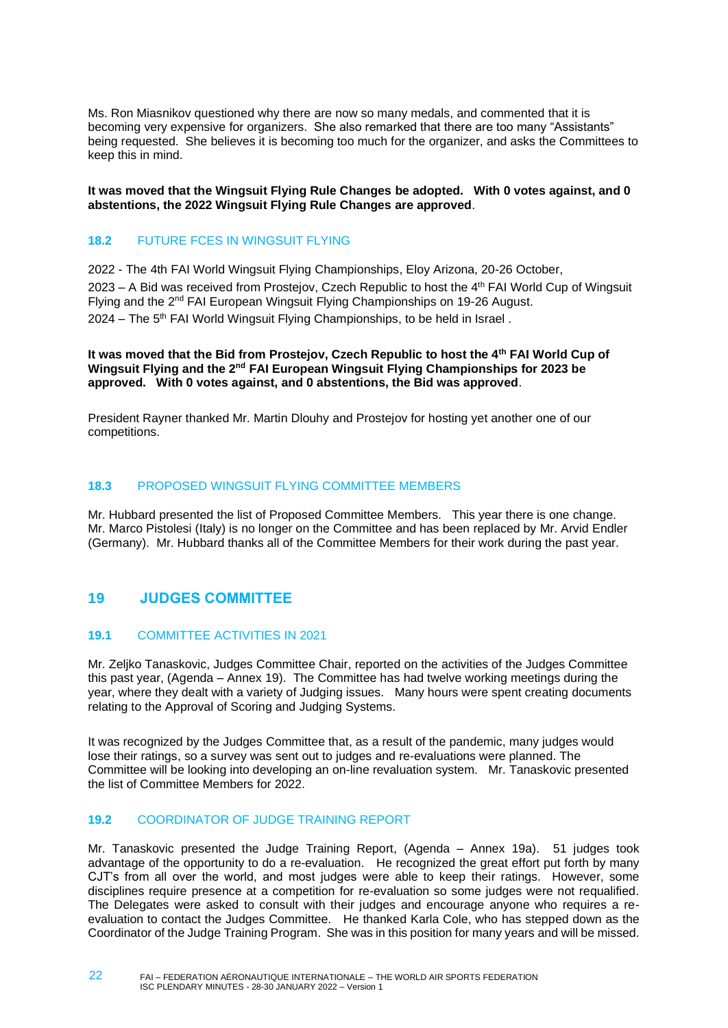Ms. Ron Miasnikov questioned why there are now so many medals, and commented that it is becoming very expensive for organizers. She also remarked that there are too many "Assistants" being requested. She believes it is becoming too much for the organizer, and asks the Committees to keep this in mind.

**It was moved that the Wingsuit Flying Rule Changes be adopted. With 0 votes against, and 0 abstentions, the 2022 Wingsuit Flying Rule Changes are approved**.

### 18.2 FUTURE FCES IN WINGSUIT FLYING

2022 - The 4th FAI World Wingsuit Flying Championships, Eloy Arizona, 20-26 October,

2023 – A Bid was received from Prostejov, Czech Republic to host the 4th FAI World Cup of Wingsuit Flying and the 2nd FAI European Wingsuit Flying Championships on 19-26 August.

2024 – The 5th FAI World Wingsuit Flying Championships, to be held in Israel .

**It was moved that the Bid from Prostejov, Czech Republic to host the 4th FAI World Cup of Wingsuit Flying and the 2nd FAI European Wingsuit Flying Championships for 2023 be approved. With 0 votes against, and 0 abstentions, the Bid was approved**.

President Rayner thanked Mr. Martin Dlouhy and Prostejov for hosting yet another one of our competitions.

### 18.3 PROPOSED WINGSUIT FLYING COMMITTEE MEMBERS

Mr. Hubbard presented the list of Proposed Committee Members. This year there is one change. Mr. Marco Pistolesi (Italy) is no longer on the Committee and has been replaced by Mr. Arvid Endler (Germany). Mr. Hubbard thanks all of the Committee Members for their work during the past year.

## 19 JUDGES COMMITTEE

### 19.1 COMMITTEE ACTIVITIES IN 2021

Mr. Zeljko Tanaskovic, Judges Committee Chair, reported on the activities of the Judges Committee this past year, (Agenda – Annex 19). The Committee has had twelve working meetings during the year, where they dealt with a variety of Judging issues. Many hours were spent creating documents relating to the Approval of Scoring and Judging Systems.

It was recognized by the Judges Committee that, as a result of the pandemic, many judges would lose their ratings, so a survey was sent out to judges and re-evaluations were planned. The Committee will be looking into developing an on-line revaluation system. Mr. Tanaskovic presented the list of Committee Members for 2022.

### 19.2 COORDINATOR OF JUDGE TRAINING REPORT

Mr. Tanaskovic presented the Judge Training Report, (Agenda – Annex 19a). 51 judges took advantage of the opportunity to do a re-evaluation. He recognized the great effort put forth by many CJT's from all over the world, and most judges were able to keep their ratings. However, some disciplines require presence at a competition for re-evaluation so some judges were not requalified. The Delegates were asked to consult with their judges and encourage anyone who requires a re-evaluation to contact the Judges Committee. He thanked Karla Cole, who has stepped down as the Coordinator of the Judge Training Program. She was in this position for many years and will be missed.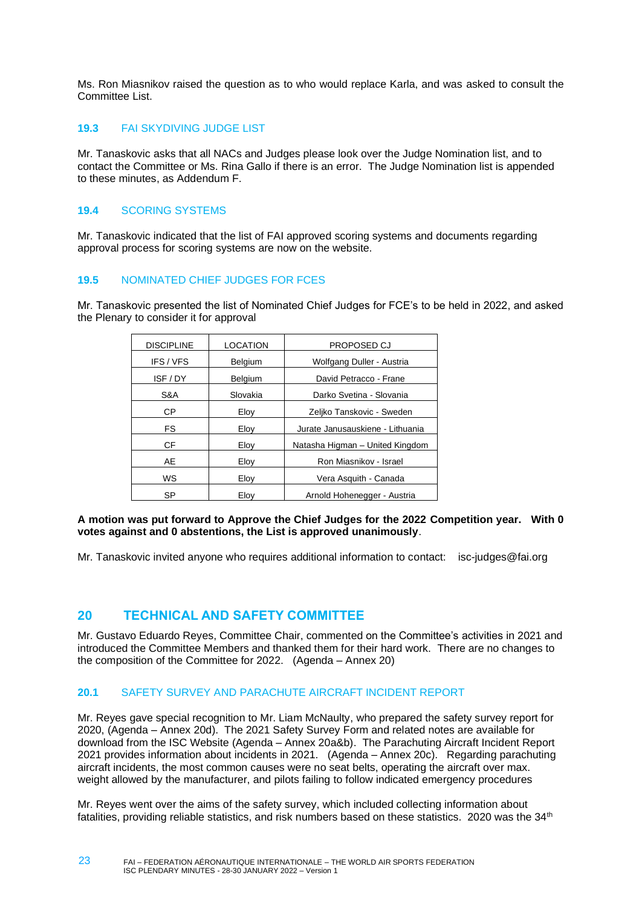Ms. Ron Miasnikov raised the question as to who would replace Karla, and was asked to consult the Committee List.

### 19.3 FAI SKYDIVING JUDGE LIST

Mr. Tanaskovic asks that all NACs and Judges please look over the Judge Nomination list, and to contact the Committee or Ms. Rina Gallo if there is an error. The Judge Nomination list is appended to these minutes, as Addendum F.

### 19.4 SCORING SYSTEMS

Mr. Tanaskovic indicated that the list of FAI approved scoring systems and documents regarding approval process for scoring systems are now on the website.

### 19.5 NOMINATED CHIEF JUDGES FOR FCES

Mr. Tanaskovic presented the list of Nominated Chief Judges for FCE's to be held in 2022, and asked the Plenary to consider it for approval

| DISCIPLINE | LOCATION | PROPOSED CJ |
|---|---|---|
| IFS / VFS | Belgium | Wolfgang Duller - Austria |
| ISF / DY | Belgium | David Petracco - Frane |
| S&A | Slovakia | Darko Svetina - Slovania |
| CP | Eloy | Zeljko Tanskovic - Sweden |
| FS | Eloy | Jurate Janusauskiene - Lithuania |
| CF | Eloy | Natasha Higman – United Kingdom |
| AE | Eloy | Ron Miasnikov - Israel |
| WS | Eloy | Vera Asquith - Canada |
| SP | Eloy | Arnold Hohenegger - Austria |

**A motion was put forward to Approve the Chief Judges for the 2022 Competition year. With 0 votes against and 0 abstentions, the List is approved unanimously**.

Mr. Tanaskovic invited anyone who requires additional information to contact: isc-judges@fai.org

## 20 TECHNICAL AND SAFETY COMMITTEE

Mr. Gustavo Eduardo Reyes, Committee Chair, commented on the Committee's activities in 2021 and introduced the Committee Members and thanked them for their hard work. There are no changes to the composition of the Committee for 2022. (Agenda – Annex 20)

### 20.1 SAFETY SURVEY AND PARACHUTE AIRCRAFT INCIDENT REPORT

Mr. Reyes gave special recognition to Mr. Liam McNaulty, who prepared the safety survey report for 2020, (Agenda – Annex 20d). The 2021 Safety Survey Form and related notes are available for download from the ISC Website (Agenda – Annex 20a&b). The Parachuting Aircraft Incident Report 2021 provides information about incidents in 2021. (Agenda – Annex 20c). Regarding parachuting aircraft incidents, the most common causes were no seat belts, operating the aircraft over max. weight allowed by the manufacturer, and pilots failing to follow indicated emergency procedures

Mr. Reyes went over the aims of the safety survey, which included collecting information about fatalities, providing reliable statistics, and risk numbers based on these statistics. 2020 was the 34th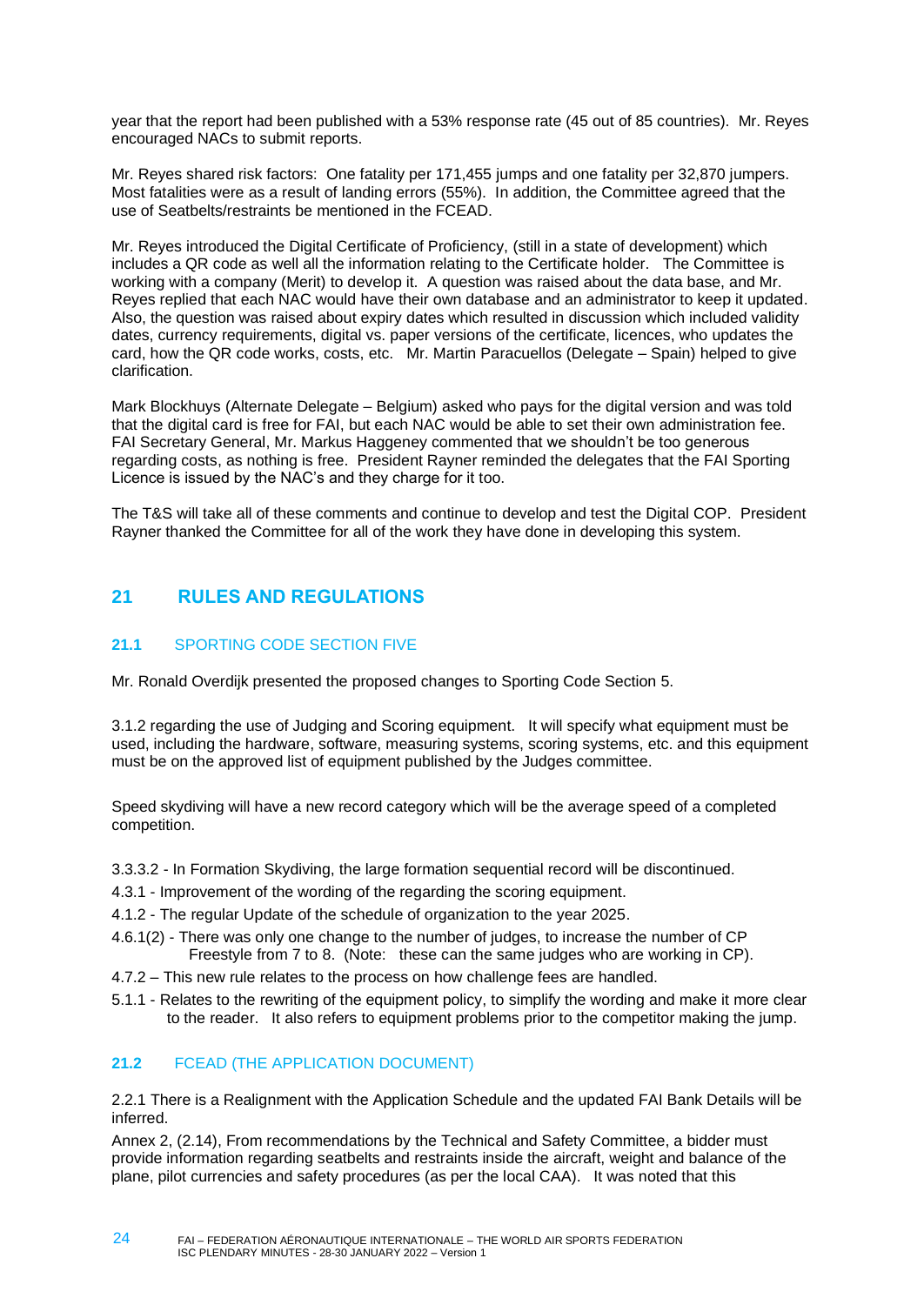year that the report had been published with a 53% response rate (45 out of 85 countries). Mr. Reyes encouraged NACs to submit reports.

Mr. Reyes shared risk factors: One fatality per 171,455 jumps and one fatality per 32,870 jumpers. Most fatalities were as a result of landing errors (55%). In addition, the Committee agreed that the use of Seatbelts/restraints be mentioned in the FCEAD.

Mr. Reyes introduced the Digital Certificate of Proficiency, (still in a state of development) which includes a QR code as well all the information relating to the Certificate holder. The Committee is working with a company (Merit) to develop it. A question was raised about the data base, and Mr. Reyes replied that each NAC would have their own database and an administrator to keep it updated. Also, the question was raised about expiry dates which resulted in discussion which included validity dates, currency requirements, digital vs. paper versions of the certificate, licences, who updates the card, how the QR code works, costs, etc. Mr. Martin Paracuellos (Delegate – Spain) helped to give clarification.

Mark Blockhuys (Alternate Delegate – Belgium) asked who pays for the digital version and was told that the digital card is free for FAI, but each NAC would be able to set their own administration fee. FAI Secretary General, Mr. Markus Haggeney commented that we shouldn't be too generous regarding costs, as nothing is free. President Rayner reminded the delegates that the FAI Sporting Licence is issued by the NAC's and they charge for it too.

The T&S will take all of these comments and continue to develop and test the Digital COP. President Rayner thanked the Committee for all of the work they have done in developing this system.

## 21 RULES AND REGULATIONS

### 21.1 SPORTING CODE SECTION FIVE

Mr. Ronald Overdijk presented the proposed changes to Sporting Code Section 5.

3.1.2 regarding the use of Judging and Scoring equipment. It will specify what equipment must be used, including the hardware, software, measuring systems, scoring systems, etc. and this equipment must be on the approved list of equipment published by the Judges committee.

Speed skydiving will have a new record category which will be the average speed of a completed competition.

3.3.3.2 - In Formation Skydiving, the large formation sequential record will be discontinued.

4.3.1 - Improvement of the wording of the regarding the scoring equipment.

4.1.2 - The regular Update of the schedule of organization to the year 2025.

4.6.1(2) - There was only one change to the number of judges, to increase the number of CP Freestyle from 7 to 8. (Note: these can the same judges who are working in CP).

4.7.2 – This new rule relates to the process on how challenge fees are handled.

5.1.1 - Relates to the rewriting of the equipment policy, to simplify the wording and make it more clear to the reader. It also refers to equipment problems prior to the competitor making the jump.

### 21.2 FCEAD (THE APPLICATION DOCUMENT)

2.2.1 There is a Realignment with the Application Schedule and the updated FAI Bank Details will be inferred.

Annex 2, (2.14), From recommendations by the Technical and Safety Committee, a bidder must provide information regarding seatbelts and restraints inside the aircraft, weight and balance of the plane, pilot currencies and safety procedures (as per the local CAA). It was noted that this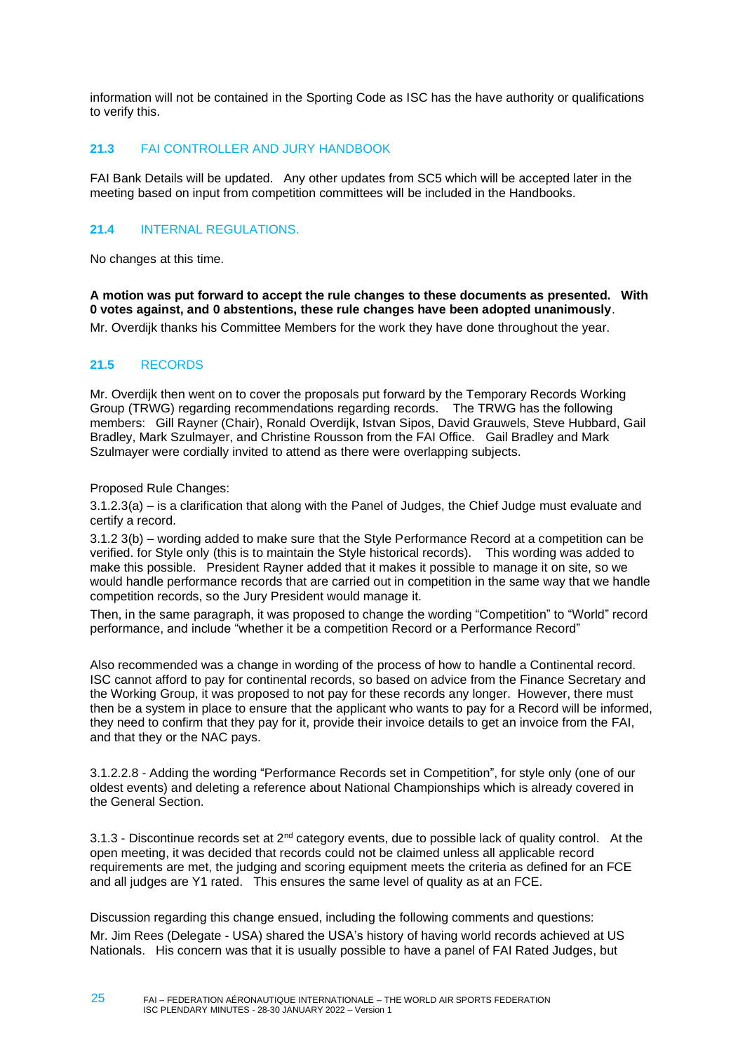information will not be contained in the Sporting Code as ISC has the have authority or qualifications to verify this.

## 21.3 FAI CONTROLLER AND JURY HANDBOOK

FAI Bank Details will be updated. Any other updates from SC5 which will be accepted later in the meeting based on input from competition committees will be included in the Handbooks.

## 21.4 INTERNAL REGULATIONS.

No changes at this time.

**A motion was put forward to accept the rule changes to these documents as presented. With 0 votes against, and 0 abstentions, these rule changes have been adopted unanimously**.

Mr. Overdijk thanks his Committee Members for the work they have done throughout the year.

## 21.5 RECORDS

Mr. Overdijk then went on to cover the proposals put forward by the Temporary Records Working Group (TRWG) regarding recommendations regarding records. The TRWG has the following members: Gill Rayner (Chair), Ronald Overdijk, Istvan Sipos, David Grauwels, Steve Hubbard, Gail Bradley, Mark Szulmayer, and Christine Rousson from the FAI Office. Gail Bradley and Mark Szulmayer were cordially invited to attend as there were overlapping subjects.

Proposed Rule Changes:

3.1.2.3(a) – is a clarification that along with the Panel of Judges, the Chief Judge must evaluate and certify a record.

3.1.2 3(b) – wording added to make sure that the Style Performance Record at a competition can be verified. for Style only (this is to maintain the Style historical records). This wording was added to make this possible. President Rayner added that it makes it possible to manage it on site, so we would handle performance records that are carried out in competition in the same way that we handle competition records, so the Jury President would manage it.

Then, in the same paragraph, it was proposed to change the wording “Competition” to “World” record performance, and include “whether it be a competition Record or a Performance Record”

Also recommended was a change in wording of the process of how to handle a Continental record. ISC cannot afford to pay for continental records, so based on advice from the Finance Secretary and the Working Group, it was proposed to not pay for these records any longer. However, there must then be a system in place to ensure that the applicant who wants to pay for a Record will be informed, they need to confirm that they pay for it, provide their invoice details to get an invoice from the FAI, and that they or the NAC pays.

3.1.2.2.8 - Adding the wording “Performance Records set in Competition”, for style only (one of our oldest events) and deleting a reference about National Championships which is already covered in the General Section.

3.1.3 - Discontinue records set at 2nd category events, due to possible lack of quality control. At the open meeting, it was decided that records could not be claimed unless all applicable record requirements are met, the judging and scoring equipment meets the criteria as defined for an FCE and all judges are Y1 rated. This ensures the same level of quality as at an FCE.

Discussion regarding this change ensued, including the following comments and questions:

Mr. Jim Rees (Delegate - USA) shared the USA’s history of having world records achieved at US Nationals. His concern was that it is usually possible to have a panel of FAI Rated Judges, but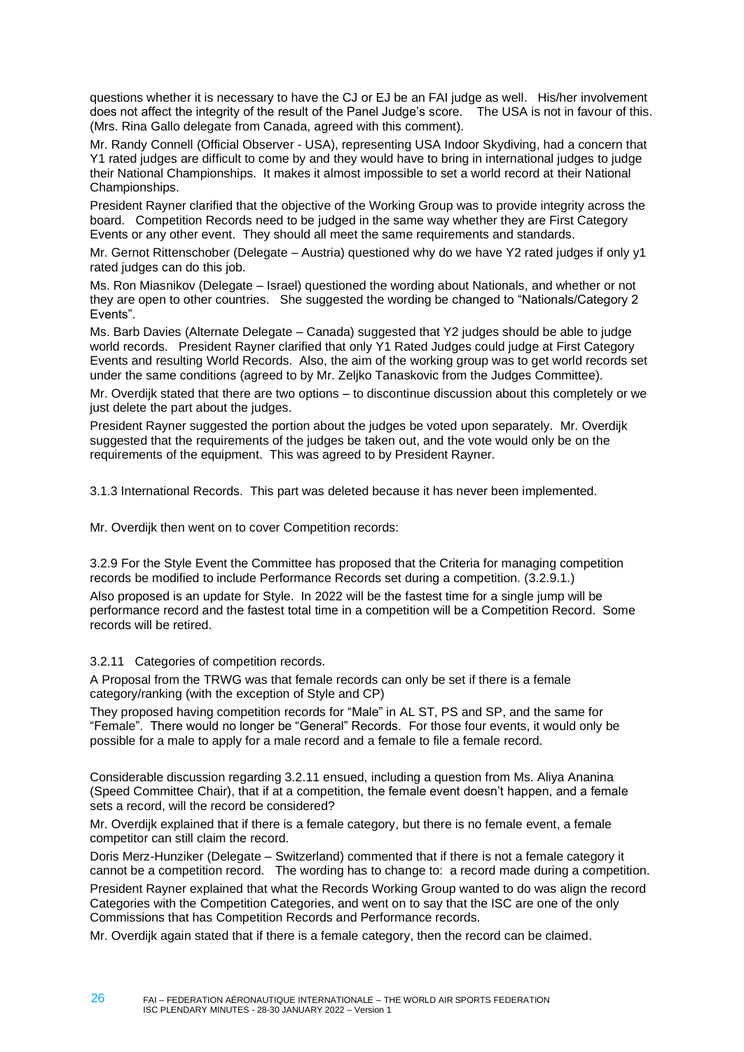questions whether it is necessary to have the CJ or EJ be an FAI judge as well. His/her involvement does not affect the integrity of the result of the Panel Judge's score. The USA is not in favour of this. (Mrs. Rina Gallo delegate from Canada, agreed with this comment).

Mr. Randy Connell (Official Observer - USA), representing USA Indoor Skydiving, had a concern that Y1 rated judges are difficult to come by and they would have to bring in international judges to judge their National Championships. It makes it almost impossible to set a world record at their National Championships.

President Rayner clarified that the objective of the Working Group was to provide integrity across the board. Competition Records need to be judged in the same way whether they are First Category Events or any other event. They should all meet the same requirements and standards.

Mr. Gernot Rittenschober (Delegate – Austria) questioned why do we have Y2 rated judges if only y1 rated judges can do this job.

Ms. Ron Miasnikov (Delegate – Israel) questioned the wording about Nationals, and whether or not they are open to other countries. She suggested the wording be changed to "Nationals/Category 2 Events".

Ms. Barb Davies (Alternate Delegate – Canada) suggested that Y2 judges should be able to judge world records. President Rayner clarified that only Y1 Rated Judges could judge at First Category Events and resulting World Records. Also, the aim of the working group was to get world records set under the same conditions (agreed to by Mr. Zeljko Tanaskovic from the Judges Committee).

Mr. Overdijk stated that there are two options – to discontinue discussion about this completely or we just delete the part about the judges.

President Rayner suggested the portion about the judges be voted upon separately. Mr. Overdijk suggested that the requirements of the judges be taken out, and the vote would only be on the requirements of the equipment. This was agreed to by President Rayner.

3.1.3 International Records. This part was deleted because it has never been implemented.

Mr. Overdijk then went on to cover Competition records:

3.2.9 For the Style Event the Committee has proposed that the Criteria for managing competition records be modified to include Performance Records set during a competition. (3.2.9.1.)

Also proposed is an update for Style. In 2022 will be the fastest time for a single jump will be performance record and the fastest total time in a competition will be a Competition Record. Some records will be retired.

3.2.11 Categories of competition records.

A Proposal from the TRWG was that female records can only be set if there is a female category/ranking (with the exception of Style and CP)

They proposed having competition records for "Male" in AL ST, PS and SP, and the same for "Female". There would no longer be "General" Records. For those four events, it would only be possible for a male to apply for a male record and a female to file a female record.

Considerable discussion regarding 3.2.11 ensued, including a question from Ms. Aliya Ananina (Speed Committee Chair), that if at a competition, the female event doesn't happen, and a female sets a record, will the record be considered?

Mr. Overdijk explained that if there is a female category, but there is no female event, a female competitor can still claim the record.

Doris Merz-Hunziker (Delegate – Switzerland) commented that if there is not a female category it cannot be a competition record. The wording has to change to: a record made during a competition.

President Rayner explained that what the Records Working Group wanted to do was align the record Categories with the Competition Categories, and went on to say that the ISC are one of the only Commissions that has Competition Records and Performance records.

Mr. Overdijk again stated that if there is a female category, then the record can be claimed.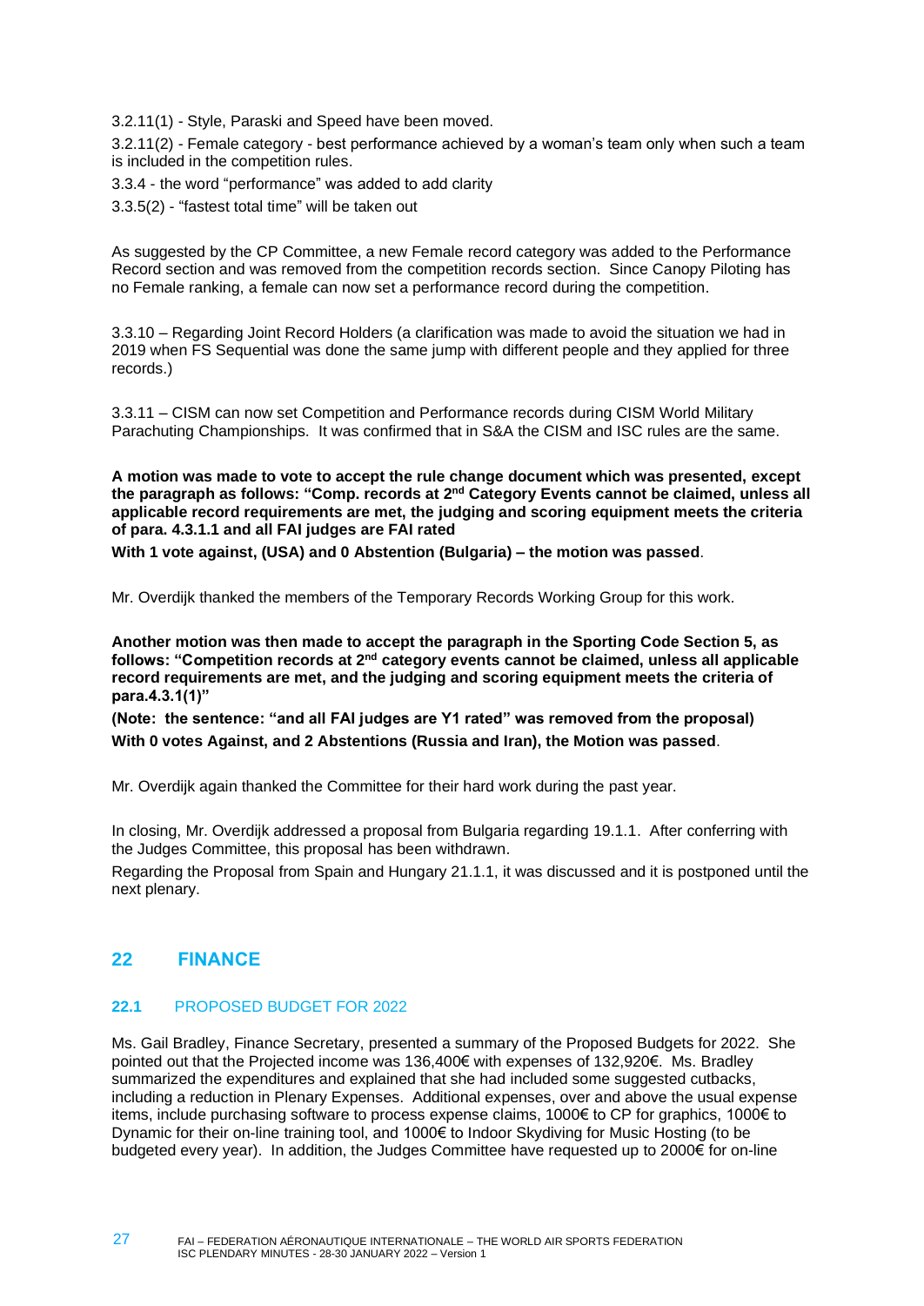3.2.11(1) - Style, Paraski and Speed have been moved.

3.2.11(2) - Female category - best performance achieved by a woman's team only when such a team is included in the competition rules.

3.3.4 - the word "performance" was added to add clarity

3.3.5(2) - "fastest total time" will be taken out

As suggested by the CP Committee, a new Female record category was added to the Performance Record section and was removed from the competition records section. Since Canopy Piloting has no Female ranking, a female can now set a performance record during the competition.

3.3.10 – Regarding Joint Record Holders (a clarification was made to avoid the situation we had in 2019 when FS Sequential was done the same jump with different people and they applied for three records.)

3.3.11 – CISM can now set Competition and Performance records during CISM World Military Parachuting Championships. It was confirmed that in S&A the CISM and ISC rules are the same.

**A motion was made to vote to accept the rule change document which was presented, except the paragraph as follows: "Comp. records at 2nd Category Events cannot be claimed, unless all applicable record requirements are met, the judging and scoring equipment meets the criteria of para. 4.3.1.1 and all FAI judges are FAI rated**

**With 1 vote against, (USA) and 0 Abstention (Bulgaria) – the motion was passed**.

Mr. Overdijk thanked the members of the Temporary Records Working Group for this work.

**Another motion was then made to accept the paragraph in the Sporting Code Section 5, as follows: "Competition records at 2nd category events cannot be claimed, unless all applicable record requirements are met, and the judging and scoring equipment meets the criteria of para.4.3.1(1)"**

**(Note: the sentence: "and all FAI judges are Y1 rated" was removed from the proposal)**

**With 0 votes Against, and 2 Abstentions (Russia and Iran), the Motion was passed**.

Mr. Overdijk again thanked the Committee for their hard work during the past year.

In closing, Mr. Overdijk addressed a proposal from Bulgaria regarding 19.1.1. After conferring with the Judges Committee, this proposal has been withdrawn.

Regarding the Proposal from Spain and Hungary 21.1.1, it was discussed and it is postponed until the next plenary.

## 22 FINANCE

### 22.1 PROPOSED BUDGET FOR 2022

Ms. Gail Bradley, Finance Secretary, presented a summary of the Proposed Budgets for 2022. She pointed out that the Projected income was 136,400€ with expenses of 132,920€. Ms. Bradley summarized the expenditures and explained that she had included some suggested cutbacks, including a reduction in Plenary Expenses. Additional expenses, over and above the usual expense items, include purchasing software to process expense claims, 1000€ to CP for graphics, 1000€ to Dynamic for their on-line training tool, and 1000€ to Indoor Skydiving for Music Hosting (to be budgeted every year). In addition, the Judges Committee have requested up to 2000€ for on-line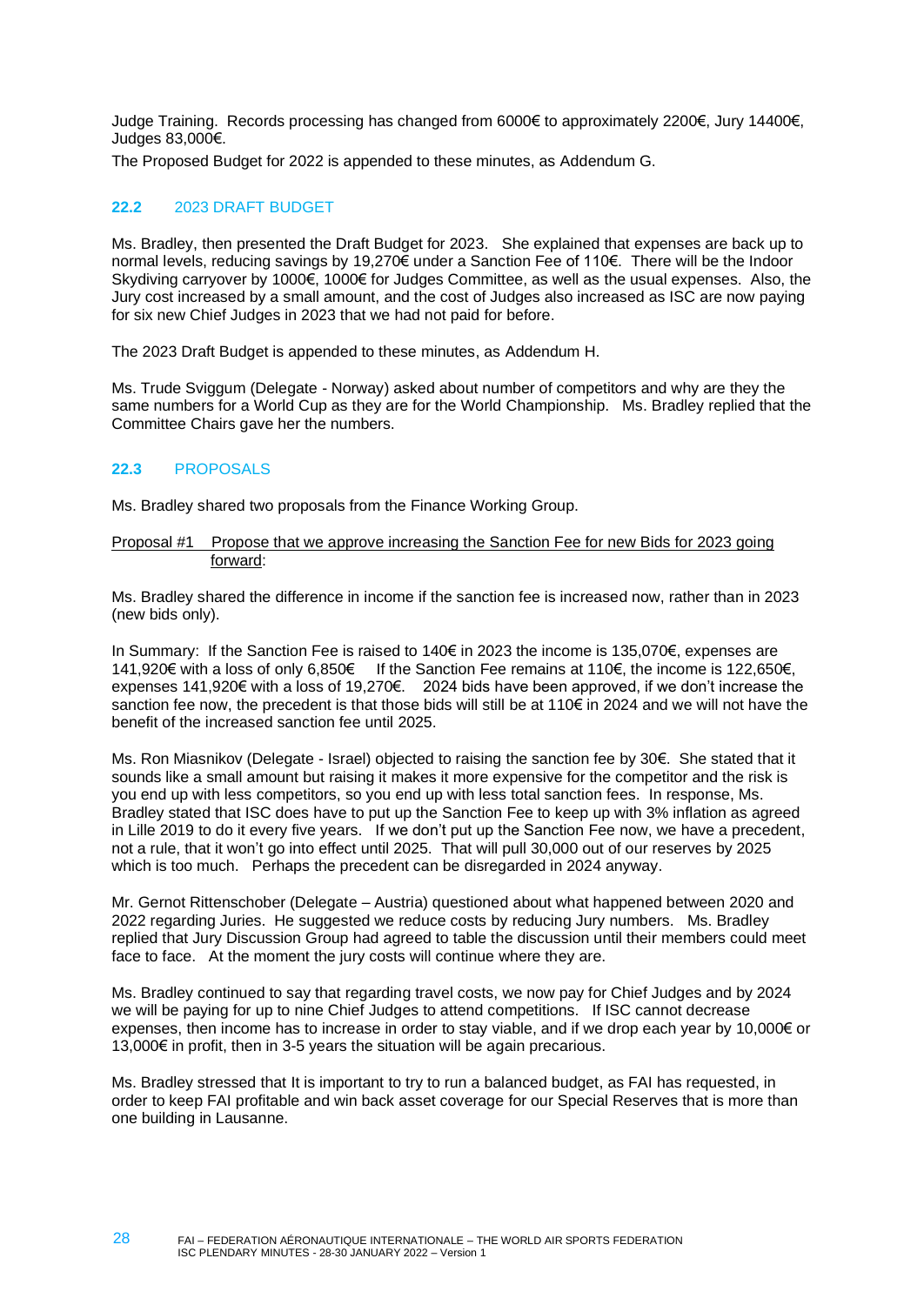Judge Training. Records processing has changed from 6000€ to approximately 2200€, Jury 14400€, Judges 83,000€.

The Proposed Budget for 2022 is appended to these minutes, as Addendum G.

### 22.2 2023 DRAFT BUDGET

Ms. Bradley, then presented the Draft Budget for 2023. She explained that expenses are back up to normal levels, reducing savings by 19,270€ under a Sanction Fee of 110€. There will be the Indoor Skydiving carryover by 1000€, 1000€ for Judges Committee, as well as the usual expenses. Also, the Jury cost increased by a small amount, and the cost of Judges also increased as ISC are now paying for six new Chief Judges in 2023 that we had not paid for before.

The 2023 Draft Budget is appended to these minutes, as Addendum H.

Ms. Trude Sviggum (Delegate - Norway) asked about number of competitors and why are they the same numbers for a World Cup as they are for the World Championship. Ms. Bradley replied that the Committee Chairs gave her the numbers.

### 22.3 PROPOSALS

Ms. Bradley shared two proposals from the Finance Working Group.

<u>Proposal #1 Propose that we approve increasing the Sanction Fee for new Bids for 2023 going forward</u>:

Ms. Bradley shared the difference in income if the sanction fee is increased now, rather than in 2023 (new bids only).

In Summary: If the Sanction Fee is raised to 140€ in 2023 the income is 135,070€, expenses are 141,920€ with a loss of only 6,850€ If the Sanction Fee remains at 110€, the income is 122,650€, expenses 141,920€ with a loss of 19,270€. 2024 bids have been approved, if we don't increase the sanction fee now, the precedent is that those bids will still be at 110€ in 2024 and we will not have the benefit of the increased sanction fee until 2025.

Ms. Ron Miasnikov (Delegate - Israel) objected to raising the sanction fee by 30€. She stated that it sounds like a small amount but raising it makes it more expensive for the competitor and the risk is you end up with less competitors, so you end up with less total sanction fees. In response, Ms. Bradley stated that ISC does have to put up the Sanction Fee to keep up with 3% inflation as agreed in Lille 2019 to do it every five years. If we don't put up the Sanction Fee now, we have a precedent, not a rule, that it won't go into effect until 2025. That will pull 30,000 out of our reserves by 2025 which is too much. Perhaps the precedent can be disregarded in 2024 anyway.

Mr. Gernot Rittenschober (Delegate – Austria) questioned about what happened between 2020 and 2022 regarding Juries. He suggested we reduce costs by reducing Jury numbers. Ms. Bradley replied that Jury Discussion Group had agreed to table the discussion until their members could meet face to face. At the moment the jury costs will continue where they are.

Ms. Bradley continued to say that regarding travel costs, we now pay for Chief Judges and by 2024 we will be paying for up to nine Chief Judges to attend competitions. If ISC cannot decrease expenses, then income has to increase in order to stay viable, and if we drop each year by 10,000€ or 13,000€ in profit, then in 3-5 years the situation will be again precarious.

Ms. Bradley stressed that It is important to try to run a balanced budget, as FAI has requested, in order to keep FAI profitable and win back asset coverage for our Special Reserves that is more than one building in Lausanne.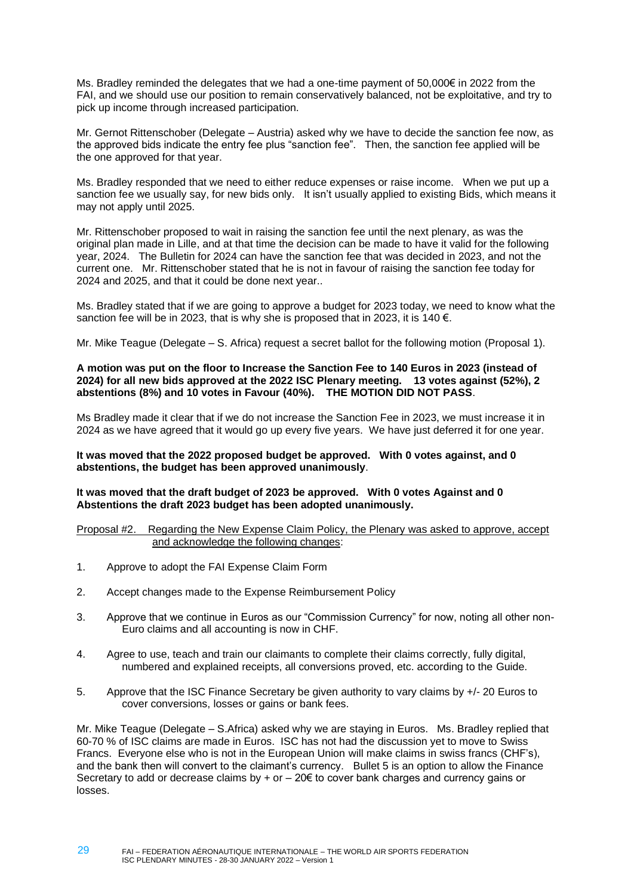Ms. Bradley reminded the delegates that we had a one-time payment of 50,000€ in 2022 from the FAI, and we should use our position to remain conservatively balanced, not be exploitative, and try to pick up income through increased participation.

Mr. Gernot Rittenschober (Delegate – Austria) asked why we have to decide the sanction fee now, as the approved bids indicate the entry fee plus "sanction fee". Then, the sanction fee applied will be the one approved for that year.

Ms. Bradley responded that we need to either reduce expenses or raise income. When we put up a sanction fee we usually say, for new bids only. It isn't usually applied to existing Bids, which means it may not apply until 2025.

Mr. Rittenschober proposed to wait in raising the sanction fee until the next plenary, as was the original plan made in Lille, and at that time the decision can be made to have it valid for the following year, 2024. The Bulletin for 2024 can have the sanction fee that was decided in 2023, and not the current one. Mr. Rittenschober stated that he is not in favour of raising the sanction fee today for 2024 and 2025, and that it could be done next year..

Ms. Bradley stated that if we are going to approve a budget for 2023 today, we need to know what the sanction fee will be in 2023, that is why she is proposed that in 2023, it is 140 €.

Mr. Mike Teague (Delegate – S. Africa) request a secret ballot for the following motion (Proposal 1).

**A motion was put on the floor to Increase the Sanction Fee to 140 Euros in 2023 (instead of 2024) for all new bids approved at the 2022 ISC Plenary meeting. 13 votes against (52%), 2 abstentions (8%) and 10 votes in Favour (40%). THE MOTION DID NOT PASS**.

Ms Bradley made it clear that if we do not increase the Sanction Fee in 2023, we must increase it in 2024 as we have agreed that it would go up every five years. We have just deferred it for one year.

**It was moved that the 2022 proposed budget be approved. With 0 votes against, and 0 abstentions, the budget has been approved unanimously**.

**It was moved that the draft budget of 2023 be approved. With 0 votes Against and 0 Abstentions the draft 2023 budget has been adopted unanimously.**

<u>Proposal #2. Regarding the New Expense Claim Policy, the Plenary was asked to approve, accept and acknowledge the following changes</u>:

1. Approve to adopt the FAI Expense Claim Form
2. Accept changes made to the Expense Reimbursement Policy
3. Approve that we continue in Euros as our "Commission Currency" for now, noting all other non-Euro claims and all accounting is now in CHF.
4. Agree to use, teach and train our claimants to complete their claims correctly, fully digital, numbered and explained receipts, all conversions proved, etc. according to the Guide.
5. Approve that the ISC Finance Secretary be given authority to vary claims by +/- 20 Euros to cover conversions, losses or gains or bank fees.

Mr. Mike Teague (Delegate – S.Africa) asked why we are staying in Euros. Ms. Bradley replied that 60-70 % of ISC claims are made in Euros. ISC has not had the discussion yet to move to Swiss Francs. Everyone else who is not in the European Union will make claims in swiss francs (CHF's), and the bank then will convert to the claimant's currency. Bullet 5 is an option to allow the Finance Secretary to add or decrease claims by + or – 20€ to cover bank charges and currency gains or losses.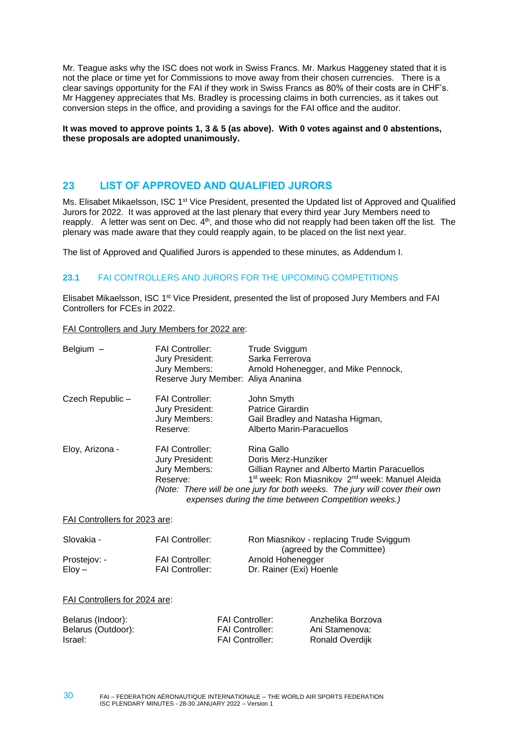Mr. Teague asks why the ISC does not work in Swiss Francs. Mr. Markus Haggeney stated that it is not the place or time yet for Commissions to move away from their chosen currencies. There is a clear savings opportunity for the FAI if they work in Swiss Francs as 80% of their costs are in CHF's. Mr Haggeney appreciates that Ms. Bradley is processing claims in both currencies, as it takes out conversion steps in the office, and providing a savings for the FAI office and the auditor.

**It was moved to approve points 1, 3 & 5 (as above). With 0 votes against and 0 abstentions, these proposals are adopted unanimously.**

## 23 LIST OF APPROVED AND QUALIFIED JURORS

Ms. Elisabet Mikaelsson, ISC 1st Vice President, presented the Updated list of Approved and Qualified Jurors for 2022. It was approved at the last plenary that every third year Jury Members need to reapply. A letter was sent on Dec. 4th, and those who did not reapply had been taken off the list. The plenary was made aware that they could reapply again, to be placed on the list next year.

The list of Approved and Qualified Jurors is appended to these minutes, as Addendum I.

### 23.1 FAI CONTROLLERS AND JURORS FOR THE UPCOMING COMPETITIONS

Elisabet Mikaelsson, ISC 1st Vice President, presented the list of proposed Jury Members and FAI Controllers for FCEs in 2022.

FAI Controllers and Jury Members for 2022 are:

| | | |
|---|---|---|
| Belgium – | FAI Controller: | Trude Sviggum |
| | Jury President: | Sarka Ferrerova |
| | Jury Members: | Arnold Hohenegger, and Mike Pennock, |
| | Reserve Jury Member: | Aliya Ananina |
| Czech Republic – | FAI Controller: | John Smyth |
| | Jury President: | Patrice Girardin |
| | Jury Members: | Gail Bradley and Natasha Higman, |
| | Reserve: | Alberto Marin-Paracuellos |
| Eloy, Arizona - | FAI Controller: | Rina Gallo |
| | Jury President: | Doris Merz-Hunziker |
| | Jury Members: | Gillian Rayner and Alberto Martin Paracuellos |
| | Reserve: | 1st week: Ron Miasnikov 2nd week: Manuel Aleida |

*(Note: There will be one jury for both weeks. The jury will cover their own expenses during the time between Competition weeks.)*

FAI Controllers for 2023 are:

| | | |
|---|---|---|
| Slovakia - | FAI Controller: | Ron Miasnikov - replacing Trude Sviggum (agreed by the Committee) |
| Prostejov: - | FAI Controller: | Arnold Hohenegger |
| Eloy – | FAI Controller: | Dr. Rainer (Exi) Hoenle |

FAI Controllers for 2024 are:

| | | |
|---|---|---|
| Belarus (Indoor): | FAI Controller: | Anzhelika Borzova |
| Belarus (Outdoor): | FAI Controller: | Ani Stamenova: |
| Israel: | FAI Controller: | Ronald Overdijk |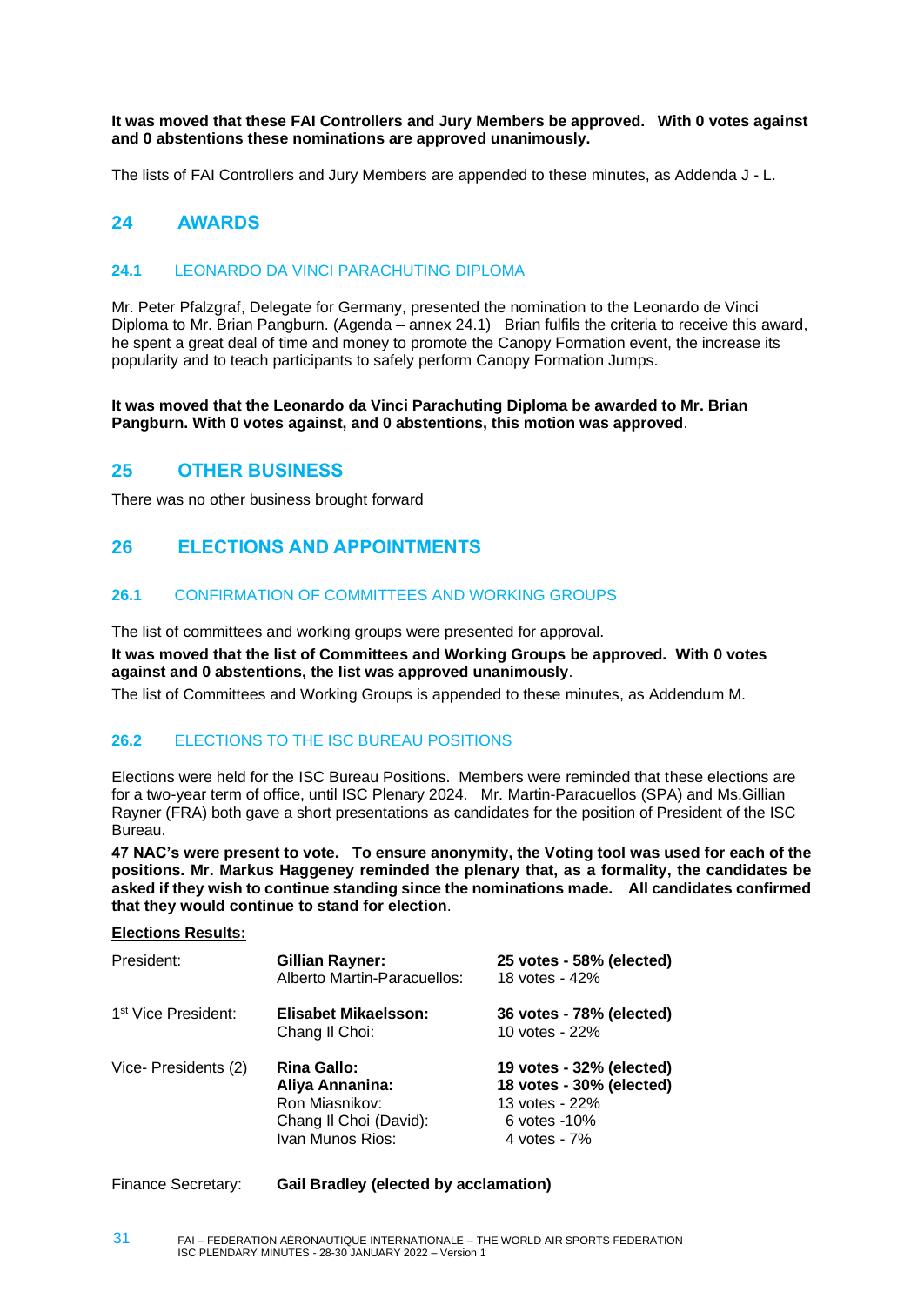**It was moved that these FAI Controllers and Jury Members be approved. With 0 votes against and 0 abstentions these nominations are approved unanimously.**

The lists of FAI Controllers and Jury Members are appended to these minutes, as Addenda J - L.

## 24 AWARDS

### 24.1 LEONARDO DA VINCI PARACHUTING DIPLOMA

Mr. Peter Pfalzgraf, Delegate for Germany, presented the nomination to the Leonardo de Vinci Diploma to Mr. Brian Pangburn. (Agenda – annex 24.1) Brian fulfils the criteria to receive this award, he spent a great deal of time and money to promote the Canopy Formation event, the increase its popularity and to teach participants to safely perform Canopy Formation Jumps.

**It was moved that the Leonardo da Vinci Parachuting Diploma be awarded to Mr. Brian Pangburn. With 0 votes against, and 0 abstentions, this motion was approved**.

## 25 OTHER BUSINESS

There was no other business brought forward

## 26 ELECTIONS AND APPOINTMENTS

### 26.1 CONFIRMATION OF COMMITTEES AND WORKING GROUPS

The list of committees and working groups were presented for approval.

**It was moved that the list of Committees and Working Groups be approved. With 0 votes against and 0 abstentions, the list was approved unanimously**.

The list of Committees and Working Groups is appended to these minutes, as Addendum M.

### 26.2 ELECTIONS TO THE ISC BUREAU POSITIONS

Elections were held for the ISC Bureau Positions. Members were reminded that these elections are for a two-year term of office, until ISC Plenary 2024. Mr. Martin-Paracuellos (SPA) and Ms.Gillian Rayner (FRA) both gave a short presentations as candidates for the position of President of the ISC Bureau.

**47 NAC's were present to vote. To ensure anonymity, the Voting tool was used for each of the positions. Mr. Markus Haggeney reminded the plenary that, as a formality, the candidates be asked if they wish to continue standing since the nominations made. All candidates confirmed that they would continue to stand for election**.

**Elections Results:**

| | | |
|---|---|---|
| President: | **Gillian Rayner:** | **25 votes - 58% (elected)** |
| | Alberto Martin-Paracuellos: | 18 votes - 42% |
| 1st Vice President: | **Elisabet Mikaelsson:** | **36 votes - 78% (elected)** |
| | Chang Il Choi: | 10 votes - 22% |
| Vice- Presidents (2) | **Rina Gallo:** | **19 votes - 32% (elected)** |
| | **Aliya Annanina:** | **18 votes - 30% (elected)** |
| | Ron Miasnikov: | 13 votes - 22% |
| | Chang Il Choi (David): | 6 votes -10% |
| | Ivan Munos Rios: | 4 votes - 7% |
| Finance Secretary: | **Gail Bradley (elected by acclamation)** | |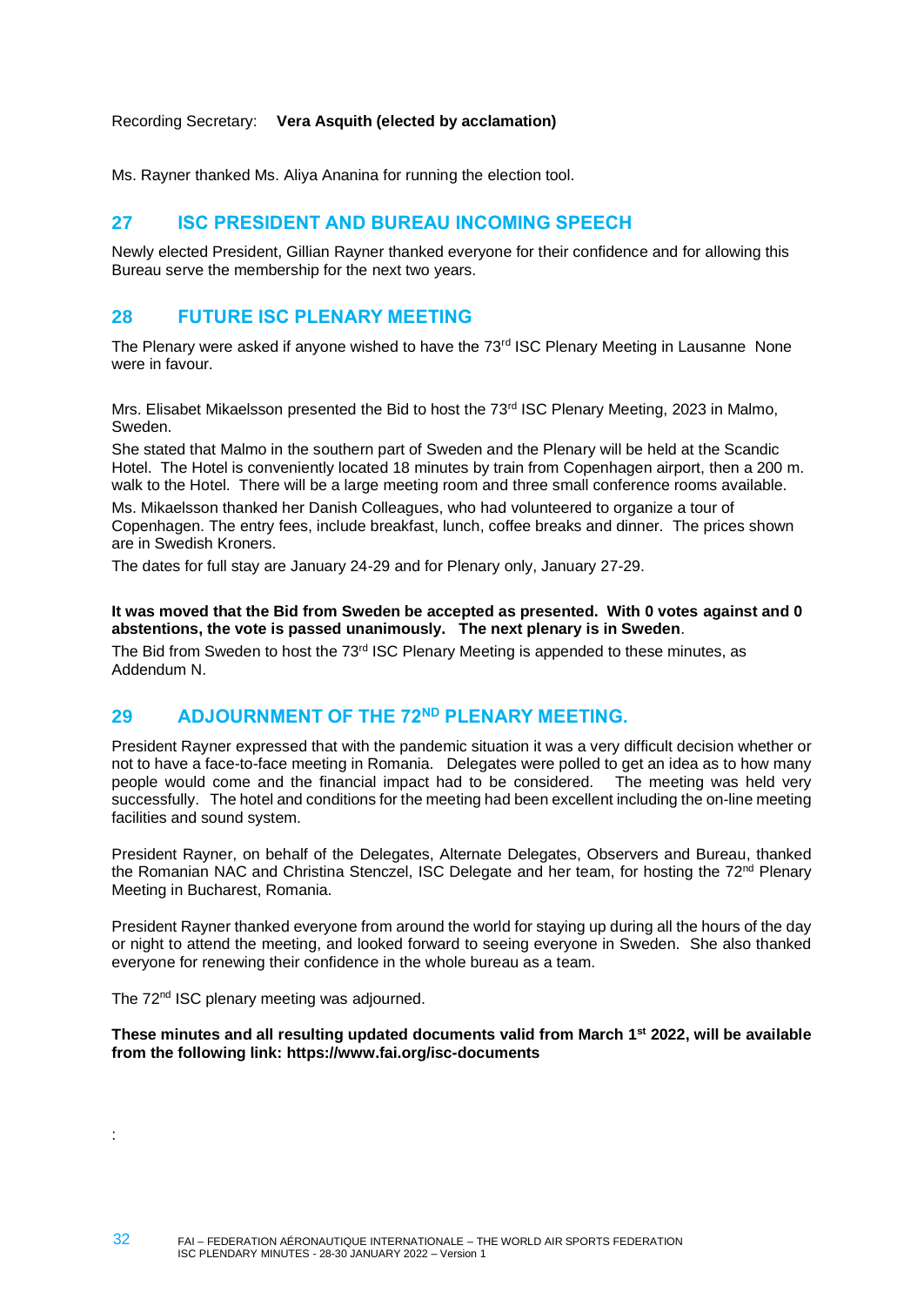Recording Secretary: **Vera Asquith (elected by acclamation)**

Ms. Rayner thanked Ms. Aliya Ananina for running the election tool.

## 27 ISC PRESIDENT AND BUREAU INCOMING SPEECH

Newly elected President, Gillian Rayner thanked everyone for their confidence and for allowing this Bureau serve the membership for the next two years.

## 28 FUTURE ISC PLENARY MEETING

The Plenary were asked if anyone wished to have the 73rd ISC Plenary Meeting in Lausanne None were in favour.

Mrs. Elisabet Mikaelsson presented the Bid to host the 73rd ISC Plenary Meeting, 2023 in Malmo, Sweden.

She stated that Malmo in the southern part of Sweden and the Plenary will be held at the Scandic Hotel. The Hotel is conveniently located 18 minutes by train from Copenhagen airport, then a 200 m. walk to the Hotel. There will be a large meeting room and three small conference rooms available.

Ms. Mikaelsson thanked her Danish Colleagues, who had volunteered to organize a tour of Copenhagen. The entry fees, include breakfast, lunch, coffee breaks and dinner. The prices shown are in Swedish Kroners.

The dates for full stay are January 24-29 and for Plenary only, January 27-29.

**It was moved that the Bid from Sweden be accepted as presented. With 0 votes against and 0 abstentions, the vote is passed unanimously. The next plenary is in Sweden**.

The Bid from Sweden to host the 73rd ISC Plenary Meeting is appended to these minutes, as Addendum N.

## 29 ADJOURNMENT OF THE 72ND PLENARY MEETING.

President Rayner expressed that with the pandemic situation it was a very difficult decision whether or not to have a face-to-face meeting in Romania. Delegates were polled to get an idea as to how many people would come and the financial impact had to be considered. The meeting was held very successfully. The hotel and conditions for the meeting had been excellent including the on-line meeting facilities and sound system.

President Rayner, on behalf of the Delegates, Alternate Delegates, Observers and Bureau, thanked the Romanian NAC and Christina Stenczel, ISC Delegate and her team, for hosting the 72nd Plenary Meeting in Bucharest, Romania.

President Rayner thanked everyone from around the world for staying up during all the hours of the day or night to attend the meeting, and looked forward to seeing everyone in Sweden. She also thanked everyone for renewing their confidence in the whole bureau as a team.

The 72nd ISC plenary meeting was adjourned.

**These minutes and all resulting updated documents valid from March 1st 2022, will be available from the following link: https://www.fai.org/isc-documents**

: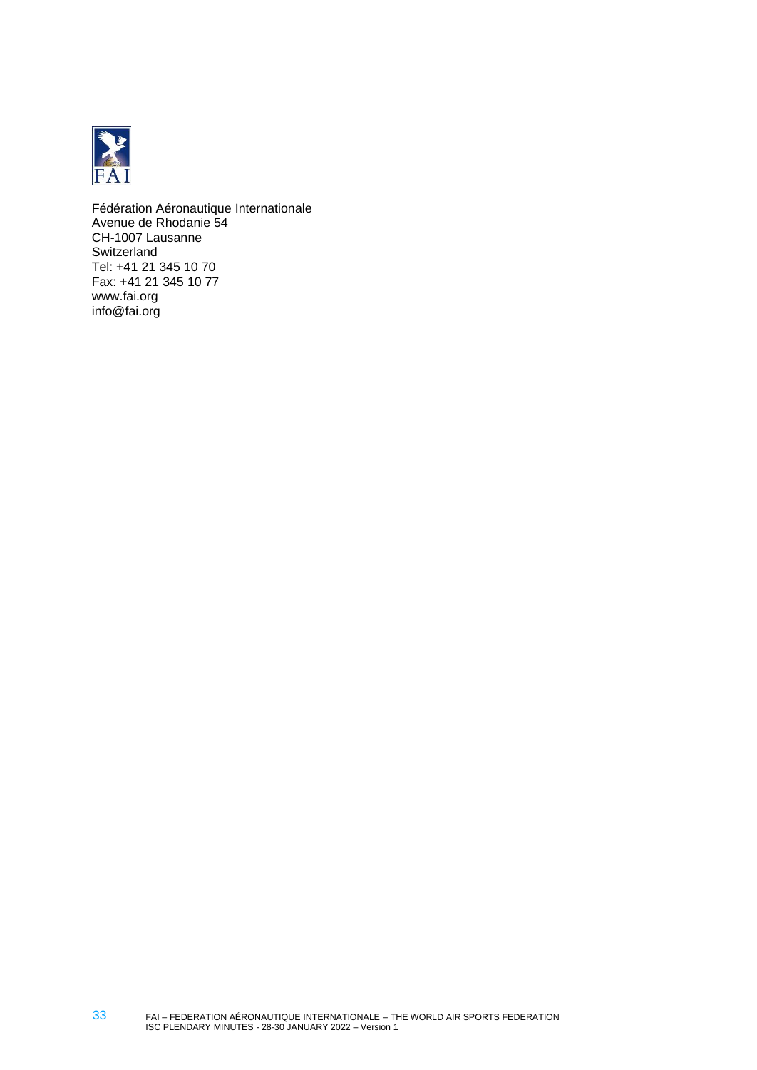Fédération Aéronautique Internationale
Avenue de Rhodanie 54
CH-1007 Lausanne
Switzerland
Tel: +41 21 345 10 70
Fax: +41 21 345 10 77
www.fai.org
info@fai.org